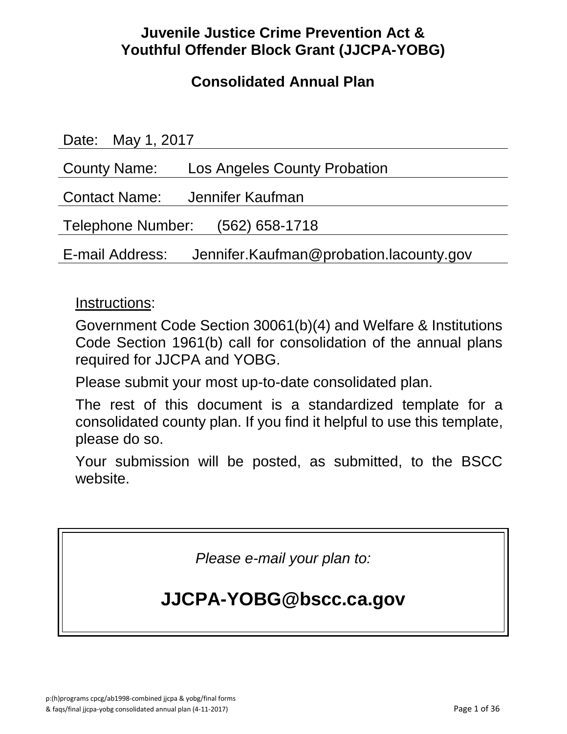# Juvenile Justice Crime Prevention Act & Youthful Offender Block Grant (JJCPA-YOBG)

## Consolidated Annual Plan

Date: May 1, 2017

County Name: Los Angeles County Probation

Contact Name: Jennifer Kaufman

Telephone Number: (562) 658-1718

E-mail Address: Jennifer.Kaufman@probation.lacounty.gov

Instructions:

Government Code Section 30061(b)(4) and Welfare & Institutions Code Section 1961(b) call for consolidation of the annual plans required for JJCPA and YOBG.

Please submit your most up-to-date consolidated plan.

The rest of this document is a standardized template for a consolidated county plan. If you find it helpful to use this template, please do so.

Your submission will be posted, as submitted, to the BSCC website.

*Please e-mail your plan to:*

**JJCPA-YOBG@bscc.ca.gov**

p:(h)programs cpcg/ab1998-combined jjcpa & yobg/final forms & faqs/final jjcpa-yobg consolidated annual plan (4-11-2017)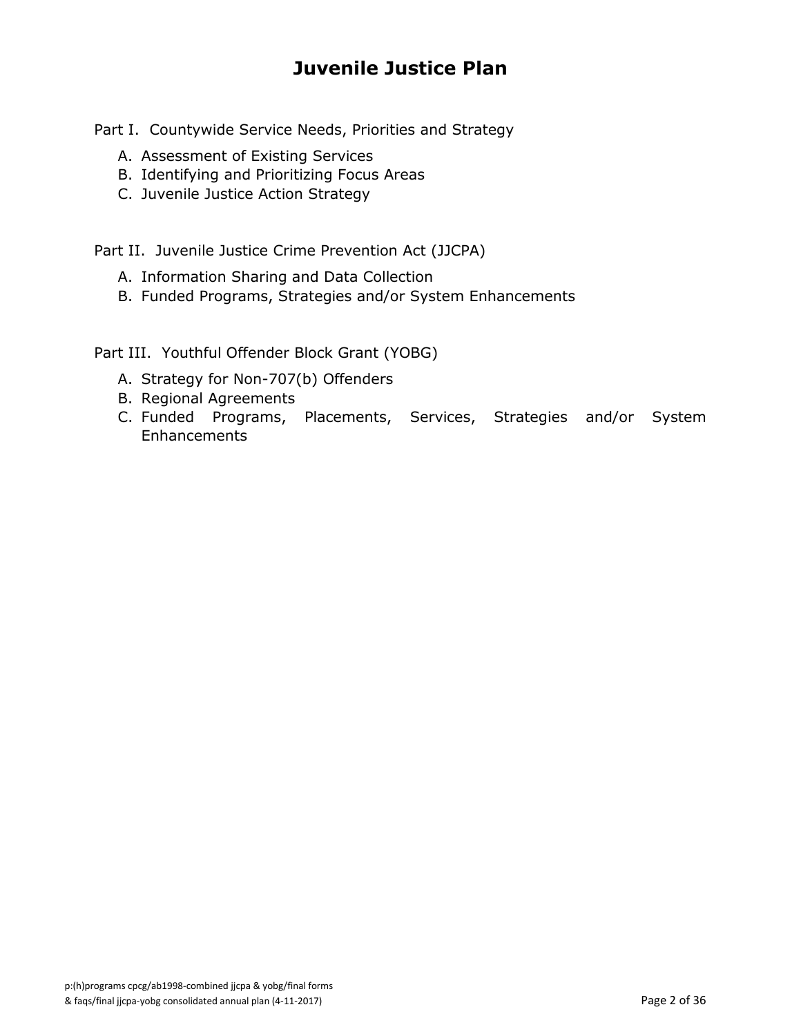# Juvenile Justice Plan

Part I. Countywide Service Needs, Priorities and Strategy

A. Assessment of Existing Services
B. Identifying and Prioritizing Focus Areas
C. Juvenile Justice Action Strategy

Part II. Juvenile Justice Crime Prevention Act (JJCPA)

A. Information Sharing and Data Collection
B. Funded Programs, Strategies and/or System Enhancements

Part III. Youthful Offender Block Grant (YOBG)

A. Strategy for Non-707(b) Offenders
B. Regional Agreements
C. Funded Programs, Placements, Services, Strategies and/or System Enhancements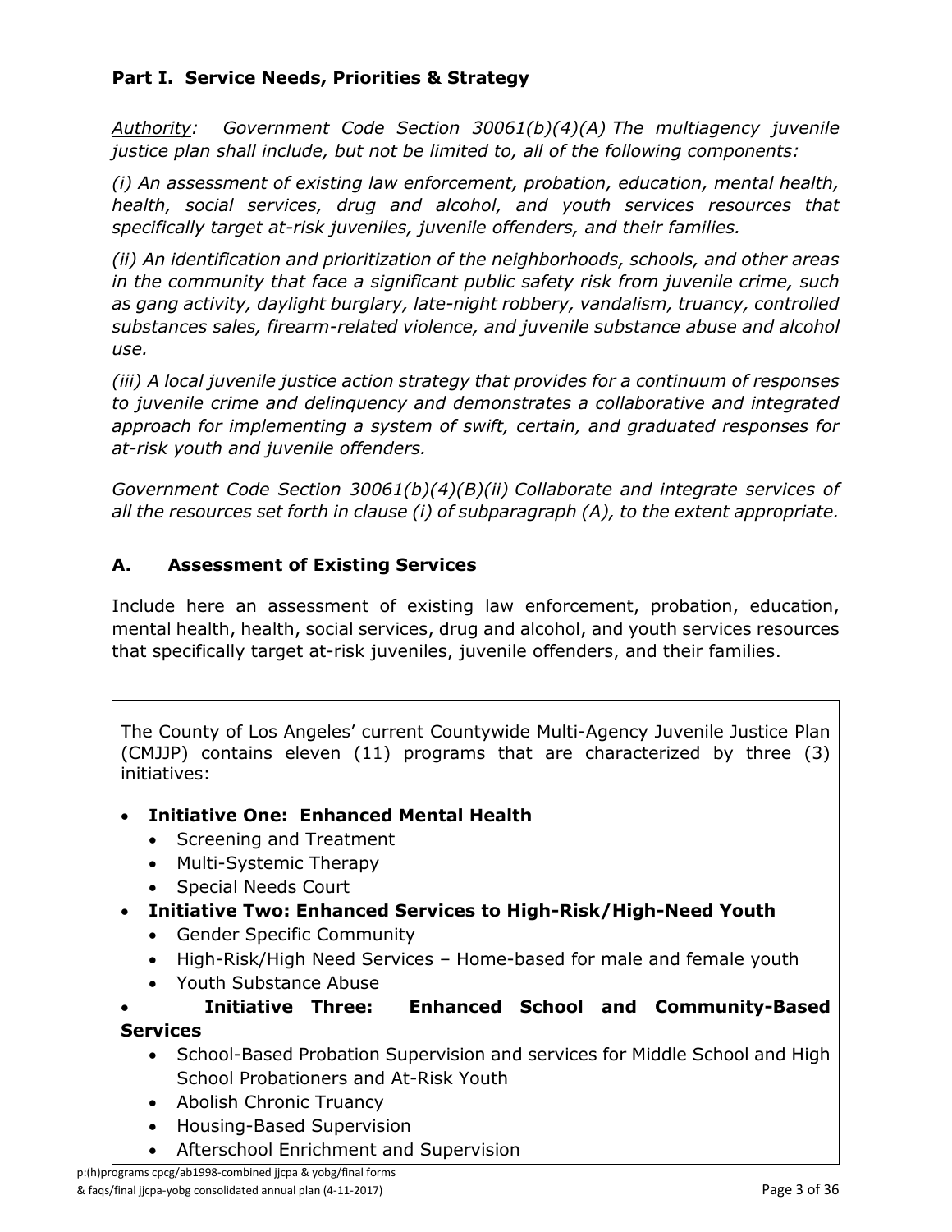## Part I. Service Needs, Priorities & Strategy

*Authority: Government Code Section 30061(b)(4)(A) The multiagency juvenile justice plan shall include, but not be limited to, all of the following components:*

*(i) An assessment of existing law enforcement, probation, education, mental health, health, social services, drug and alcohol, and youth services resources that specifically target at-risk juveniles, juvenile offenders, and their families.*

*(ii) An identification and prioritization of the neighborhoods, schools, and other areas in the community that face a significant public safety risk from juvenile crime, such as gang activity, daylight burglary, late-night robbery, vandalism, truancy, controlled substances sales, firearm-related violence, and juvenile substance abuse and alcohol use.*

*(iii) A local juvenile justice action strategy that provides for a continuum of responses to juvenile crime and delinquency and demonstrates a collaborative and integrated approach for implementing a system of swift, certain, and graduated responses for at-risk youth and juvenile offenders.*

*Government Code Section 30061(b)(4)(B)(ii) Collaborate and integrate services of all the resources set forth in clause (i) of subparagraph (A), to the extent appropriate.*

### A. Assessment of Existing Services

Include here an assessment of existing law enforcement, probation, education, mental health, health, social services, drug and alcohol, and youth services resources that specifically target at-risk juveniles, juvenile offenders, and their families.

The County of Los Angeles' current Countywide Multi-Agency Juvenile Justice Plan (CMJJP) contains eleven (11) programs that are characterized by three (3) initiatives:

- **Initiative One: Enhanced Mental Health**
  - Screening and Treatment
  - Multi-Systemic Therapy
  - Special Needs Court
- **Initiative Two: Enhanced Services to High-Risk/High-Need Youth**
  - Gender Specific Community
  - High-Risk/High Need Services – Home-based for male and female youth
  - Youth Substance Abuse
- **Initiative Three: Enhanced School and Community-Based Services**
  - School-Based Probation Supervision and services for Middle School and High School Probationers and At-Risk Youth
  - Abolish Chronic Truancy
  - Housing-Based Supervision
  - Afterschool Enrichment and Supervision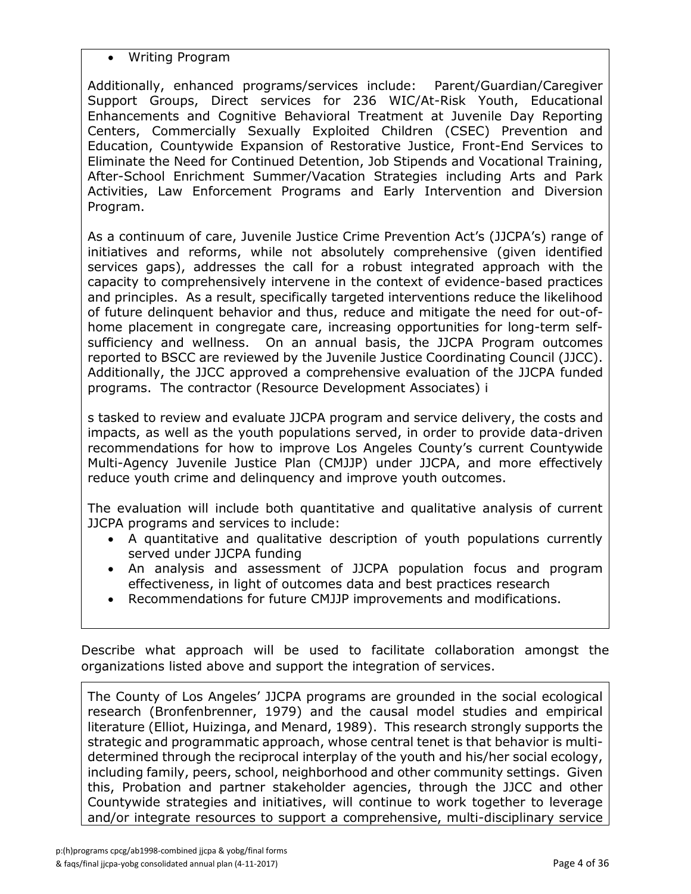- Writing Program

Additionally, enhanced programs/services include: Parent/Guardian/Caregiver Support Groups, Direct services for 236 WIC/At-Risk Youth, Educational Enhancements and Cognitive Behavioral Treatment at Juvenile Day Reporting Centers, Commercially Sexually Exploited Children (CSEC) Prevention and Education, Countywide Expansion of Restorative Justice, Front-End Services to Eliminate the Need for Continued Detention, Job Stipends and Vocational Training, After-School Enrichment Summer/Vacation Strategies including Arts and Park Activities, Law Enforcement Programs and Early Intervention and Diversion Program.

As a continuum of care, Juvenile Justice Crime Prevention Act's (JJCPA's) range of initiatives and reforms, while not absolutely comprehensive (given identified services gaps), addresses the call for a robust integrated approach with the capacity to comprehensively intervene in the context of evidence-based practices and principles. As a result, specifically targeted interventions reduce the likelihood of future delinquent behavior and thus, reduce and mitigate the need for out-of-home placement in congregate care, increasing opportunities for long-term self-sufficiency and wellness. On an annual basis, the JJCPA Program outcomes reported to BSCC are reviewed by the Juvenile Justice Coordinating Council (JJCC). Additionally, the JJCC approved a comprehensive evaluation of the JJCPA funded programs. The contractor (Resource Development Associates) i

s tasked to review and evaluate JJCPA program and service delivery, the costs and impacts, as well as the youth populations served, in order to provide data-driven recommendations for how to improve Los Angeles County's current Countywide Multi-Agency Juvenile Justice Plan (CMJJP) under JJCPA, and more effectively reduce youth crime and delinquency and improve youth outcomes.

The evaluation will include both quantitative and qualitative analysis of current JJCPA programs and services to include:

- A quantitative and qualitative description of youth populations currently served under JJCPA funding
- An analysis and assessment of JJCPA population focus and program effectiveness, in light of outcomes data and best practices research
- Recommendations for future CMJJP improvements and modifications.

Describe what approach will be used to facilitate collaboration amongst the organizations listed above and support the integration of services.

The County of Los Angeles' JJCPA programs are grounded in the social ecological research (Bronfenbrenner, 1979) and the causal model studies and empirical literature (Elliot, Huizinga, and Menard, 1989). This research strongly supports the strategic and programmatic approach, whose central tenet is that behavior is multi-determined through the reciprocal interplay of the youth and his/her social ecology, including family, peers, school, neighborhood and other community settings. Given this, Probation and partner stakeholder agencies, through the JJCC and other Countywide strategies and initiatives, will continue to work together to leverage and/or integrate resources to support a comprehensive, multi-disciplinary service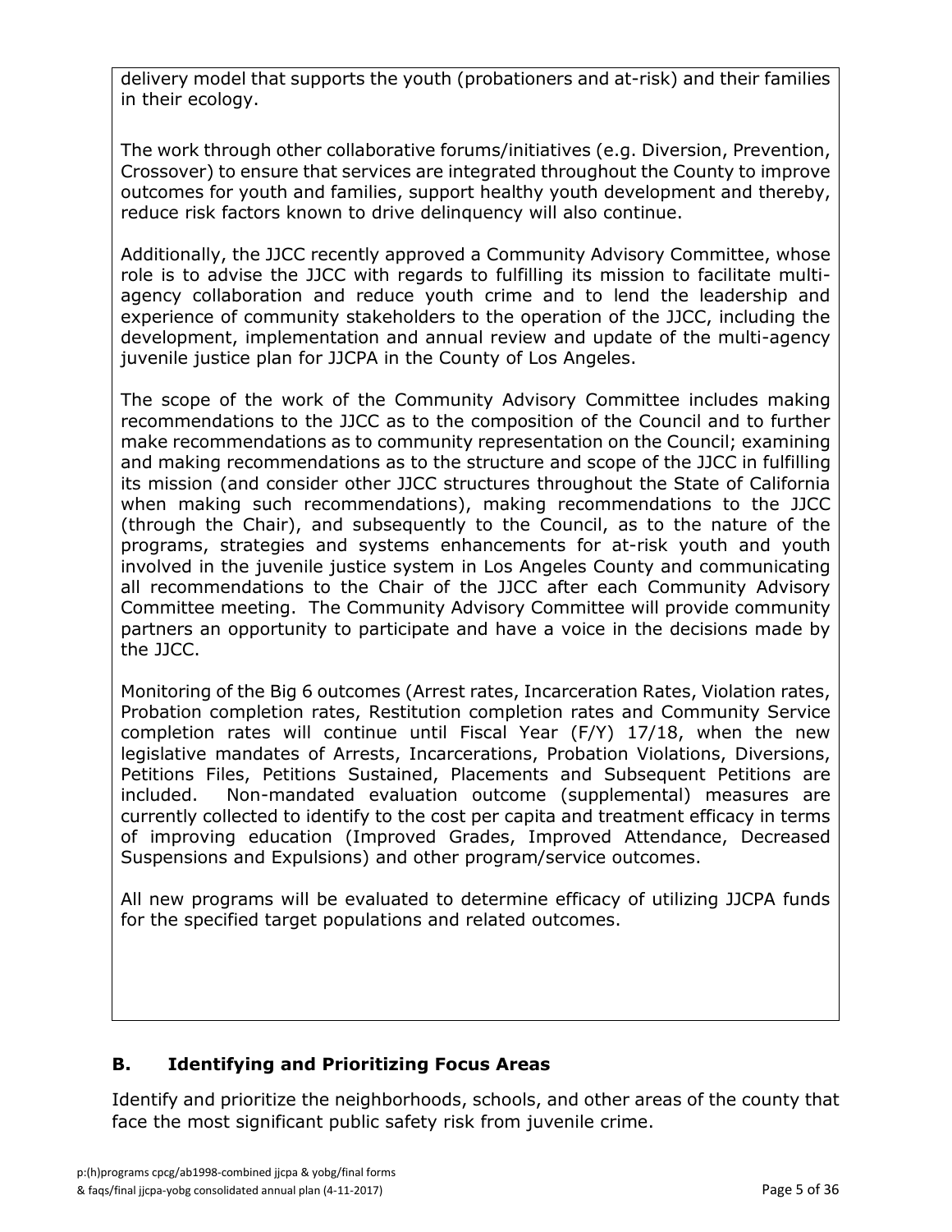delivery model that supports the youth (probationers and at-risk) and their families in their ecology.

The work through other collaborative forums/initiatives (e.g. Diversion, Prevention, Crossover) to ensure that services are integrated throughout the County to improve outcomes for youth and families, support healthy youth development and thereby, reduce risk factors known to drive delinquency will also continue.

Additionally, the JJCC recently approved a Community Advisory Committee, whose role is to advise the JJCC with regards to fulfilling its mission to facilitate multi-agency collaboration and reduce youth crime and to lend the leadership and experience of community stakeholders to the operation of the JJCC, including the development, implementation and annual review and update of the multi-agency juvenile justice plan for JJCPA in the County of Los Angeles.

The scope of the work of the Community Advisory Committee includes making recommendations to the JJCC as to the composition of the Council and to further make recommendations as to community representation on the Council; examining and making recommendations as to the structure and scope of the JJCC in fulfilling its mission (and consider other JJCC structures throughout the State of California when making such recommendations), making recommendations to the JJCC (through the Chair), and subsequently to the Council, as to the nature of the programs, strategies and systems enhancements for at-risk youth and youth involved in the juvenile justice system in Los Angeles County and communicating all recommendations to the Chair of the JJCC after each Community Advisory Committee meeting. The Community Advisory Committee will provide community partners an opportunity to participate and have a voice in the decisions made by the JJCC.

Monitoring of the Big 6 outcomes (Arrest rates, Incarceration Rates, Violation rates, Probation completion rates, Restitution completion rates and Community Service completion rates will continue until Fiscal Year (F/Y) 17/18, when the new legislative mandates of Arrests, Incarcerations, Probation Violations, Diversions, Petitions Files, Petitions Sustained, Placements and Subsequent Petitions are included. Non-mandated evaluation outcome (supplemental) measures are currently collected to identify to the cost per capita and treatment efficacy in terms of improving education (Improved Grades, Improved Attendance, Decreased Suspensions and Expulsions) and other program/service outcomes.

All new programs will be evaluated to determine efficacy of utilizing JJCPA funds for the specified target populations and related outcomes.

## B. Identifying and Prioritizing Focus Areas

Identify and prioritize the neighborhoods, schools, and other areas of the county that face the most significant public safety risk from juvenile crime.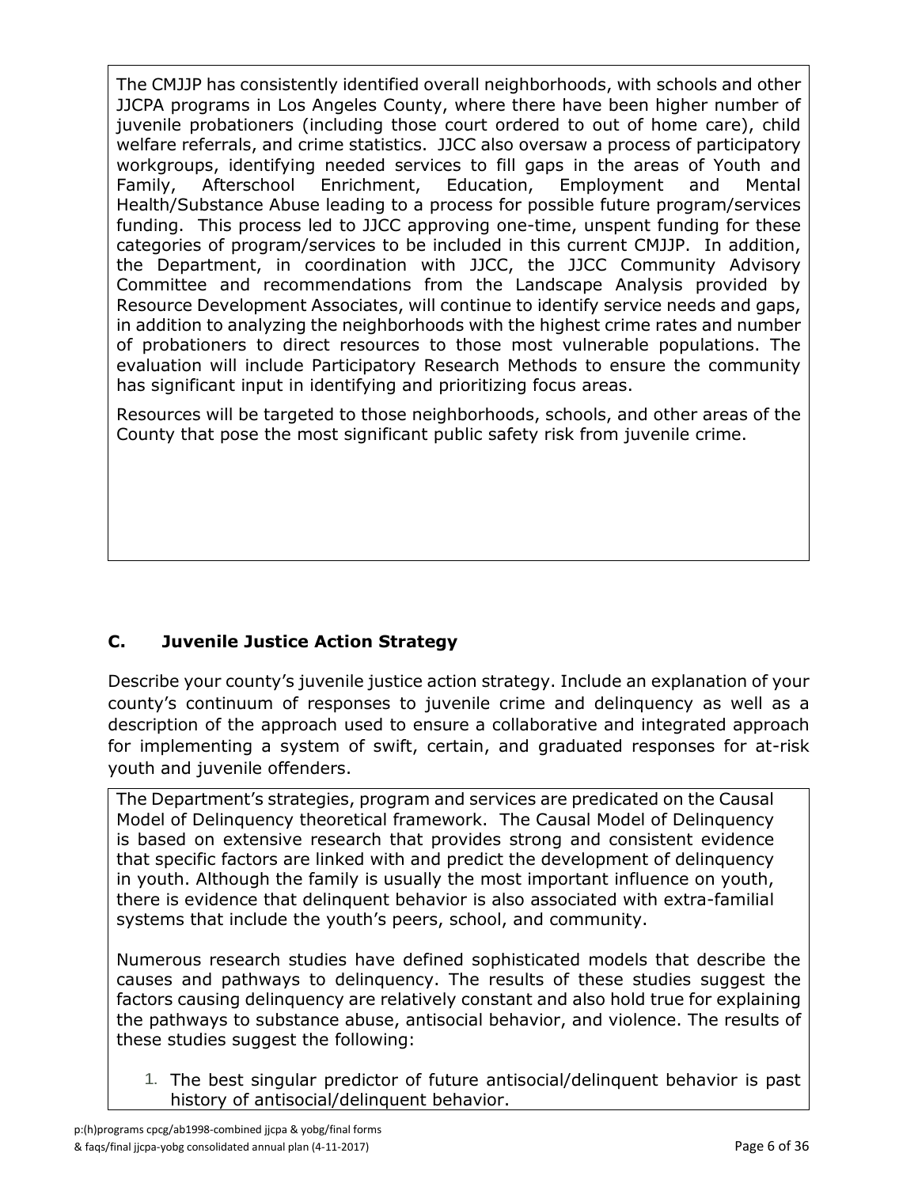The CMJJP has consistently identified overall neighborhoods, with schools and other JJCPA programs in Los Angeles County, where there have been higher number of juvenile probationers (including those court ordered to out of home care), child welfare referrals, and crime statistics. JJCC also oversaw a process of participatory workgroups, identifying needed services to fill gaps in the areas of Youth and Family, Afterschool Enrichment, Education, Employment and Mental Health/Substance Abuse leading to a process for possible future program/services funding. This process led to JJCC approving one-time, unspent funding for these categories of program/services to be included in this current CMJJP. In addition, the Department, in coordination with JJCC, the JJCC Community Advisory Committee and recommendations from the Landscape Analysis provided by Resource Development Associates, will continue to identify service needs and gaps, in addition to analyzing the neighborhoods with the highest crime rates and number of probationers to direct resources to those most vulnerable populations. The evaluation will include Participatory Research Methods to ensure the community has significant input in identifying and prioritizing focus areas.

Resources will be targeted to those neighborhoods, schools, and other areas of the County that pose the most significant public safety risk from juvenile crime.

### C. Juvenile Justice Action Strategy

Describe your county's juvenile justice action strategy. Include an explanation of your county's continuum of responses to juvenile crime and delinquency as well as a description of the approach used to ensure a collaborative and integrated approach for implementing a system of swift, certain, and graduated responses for at-risk youth and juvenile offenders.

The Department's strategies, program and services are predicated on the Causal Model of Delinquency theoretical framework. The Causal Model of Delinquency is based on extensive research that provides strong and consistent evidence that specific factors are linked with and predict the development of delinquency in youth. Although the family is usually the most important influence on youth, there is evidence that delinquent behavior is also associated with extra-familial systems that include the youth's peers, school, and community.

Numerous research studies have defined sophisticated models that describe the causes and pathways to delinquency. The results of these studies suggest the factors causing delinquency are relatively constant and also hold true for explaining the pathways to substance abuse, antisocial behavior, and violence. The results of these studies suggest the following:

1. The best singular predictor of future antisocial/delinquent behavior is past history of antisocial/delinquent behavior.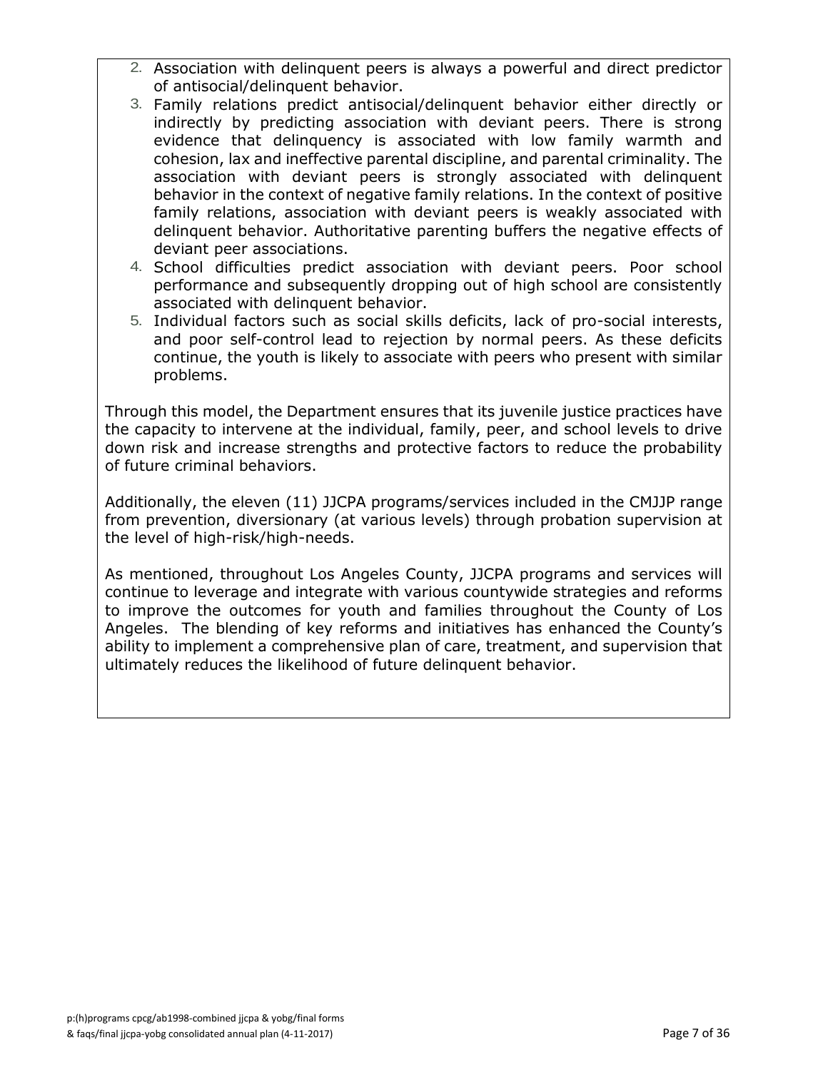2. Association with delinquent peers is always a powerful and direct predictor of antisocial/delinquent behavior.
3. Family relations predict antisocial/delinquent behavior either directly or indirectly by predicting association with deviant peers. There is strong evidence that delinquency is associated with low family warmth and cohesion, lax and ineffective parental discipline, and parental criminality. The association with deviant peers is strongly associated with delinquent behavior in the context of negative family relations. In the context of positive family relations, association with deviant peers is weakly associated with delinquent behavior. Authoritative parenting buffers the negative effects of deviant peer associations.
4. School difficulties predict association with deviant peers. Poor school performance and subsequently dropping out of high school are consistently associated with delinquent behavior.
5. Individual factors such as social skills deficits, lack of pro-social interests, and poor self-control lead to rejection by normal peers. As these deficits continue, the youth is likely to associate with peers who present with similar problems.

Through this model, the Department ensures that its juvenile justice practices have the capacity to intervene at the individual, family, peer, and school levels to drive down risk and increase strengths and protective factors to reduce the probability of future criminal behaviors.

Additionally, the eleven (11) JJCPA programs/services included in the CMJJP range from prevention, diversionary (at various levels) through probation supervision at the level of high-risk/high-needs.

As mentioned, throughout Los Angeles County, JJCPA programs and services will continue to leverage and integrate with various countywide strategies and reforms to improve the outcomes for youth and families throughout the County of Los Angeles. The blending of key reforms and initiatives has enhanced the County's ability to implement a comprehensive plan of care, treatment, and supervision that ultimately reduces the likelihood of future delinquent behavior.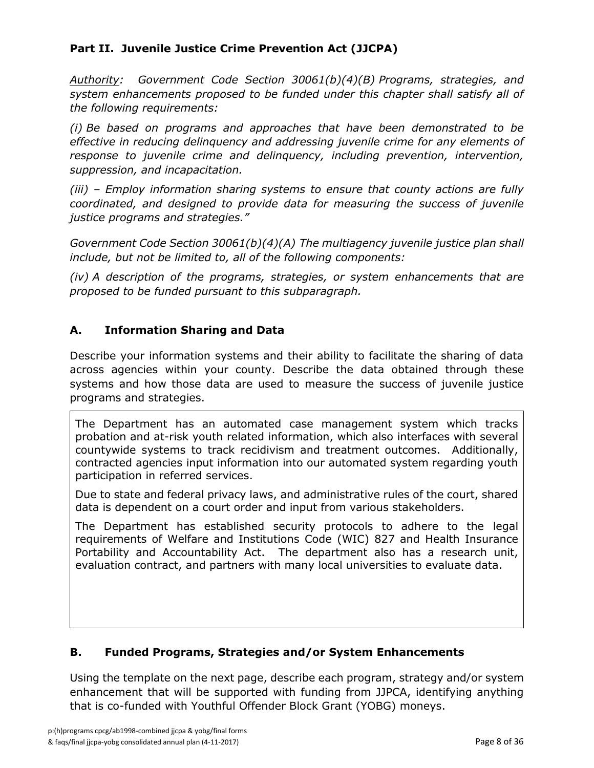## Part II. Juvenile Justice Crime Prevention Act (JJCPA)

*Authority: Government Code Section 30061(b)(4)(B) Programs, strategies, and system enhancements proposed to be funded under this chapter shall satisfy all of the following requirements:*

*(i) Be based on programs and approaches that have been demonstrated to be effective in reducing delinquency and addressing juvenile crime for any elements of response to juvenile crime and delinquency, including prevention, intervention, suppression, and incapacitation.*

*(iii) – Employ information sharing systems to ensure that county actions are fully coordinated, and designed to provide data for measuring the success of juvenile justice programs and strategies."*

*Government Code Section 30061(b)(4)(A) The multiagency juvenile justice plan shall include, but not be limited to, all of the following components:*

*(iv) A description of the programs, strategies, or system enhancements that are proposed to be funded pursuant to this subparagraph.*

### A. Information Sharing and Data

Describe your information systems and their ability to facilitate the sharing of data across agencies within your county. Describe the data obtained through these systems and how those data are used to measure the success of juvenile justice programs and strategies.

The Department has an automated case management system which tracks probation and at-risk youth related information, which also interfaces with several countywide systems to track recidivism and treatment outcomes. Additionally, contracted agencies input information into our automated system regarding youth participation in referred services.

Due to state and federal privacy laws, and administrative rules of the court, shared data is dependent on a court order and input from various stakeholders.

The Department has established security protocols to adhere to the legal requirements of Welfare and Institutions Code (WIC) 827 and Health Insurance Portability and Accountability Act. The department also has a research unit, evaluation contract, and partners with many local universities to evaluate data.

### B. Funded Programs, Strategies and/or System Enhancements

Using the template on the next page, describe each program, strategy and/or system enhancement that will be supported with funding from JJPCA, identifying anything that is co-funded with Youthful Offender Block Grant (YOBG) moneys.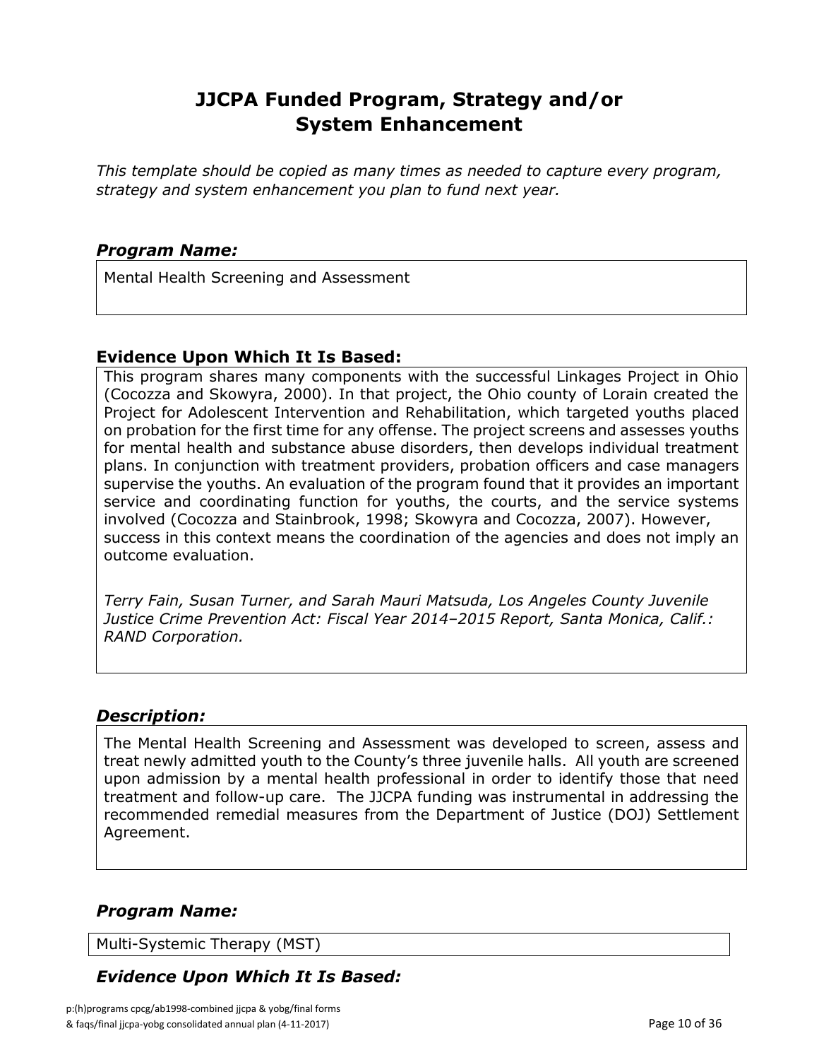# JJCPA Funded Program, Strategy and/or System Enhancement

*This template should be copied as many times as needed to capture every program, strategy and system enhancement you plan to fund next year.*

### *Program Name:*

Mental Health Screening and Assessment

### Evidence Upon Which It Is Based:

This program shares many components with the successful Linkages Project in Ohio (Cocozza and Skowyra, 2000). In that project, the Ohio county of Lorain created the Project for Adolescent Intervention and Rehabilitation, which targeted youths placed on probation for the first time for any offense. The project screens and assesses youths for mental health and substance abuse disorders, then develops individual treatment plans. In conjunction with treatment providers, probation officers and case managers supervise the youths. An evaluation of the program found that it provides an important service and coordinating function for youths, the courts, and the service systems involved (Cocozza and Stainbrook, 1998; Skowyra and Cocozza, 2007). However, success in this context means the coordination of the agencies and does not imply an outcome evaluation.

*Terry Fain, Susan Turner, and Sarah Mauri Matsuda, Los Angeles County Juvenile Justice Crime Prevention Act: Fiscal Year 2014–2015 Report, Santa Monica, Calif.: RAND Corporation.*

### *Description:*

The Mental Health Screening and Assessment was developed to screen, assess and treat newly admitted youth to the County's three juvenile halls. All youth are screened upon admission by a mental health professional in order to identify those that need treatment and follow-up care. The JJCPA funding was instrumental in addressing the recommended remedial measures from the Department of Justice (DOJ) Settlement Agreement.

### *Program Name:*

Multi-Systemic Therapy (MST)

### *Evidence Upon Which It Is Based:*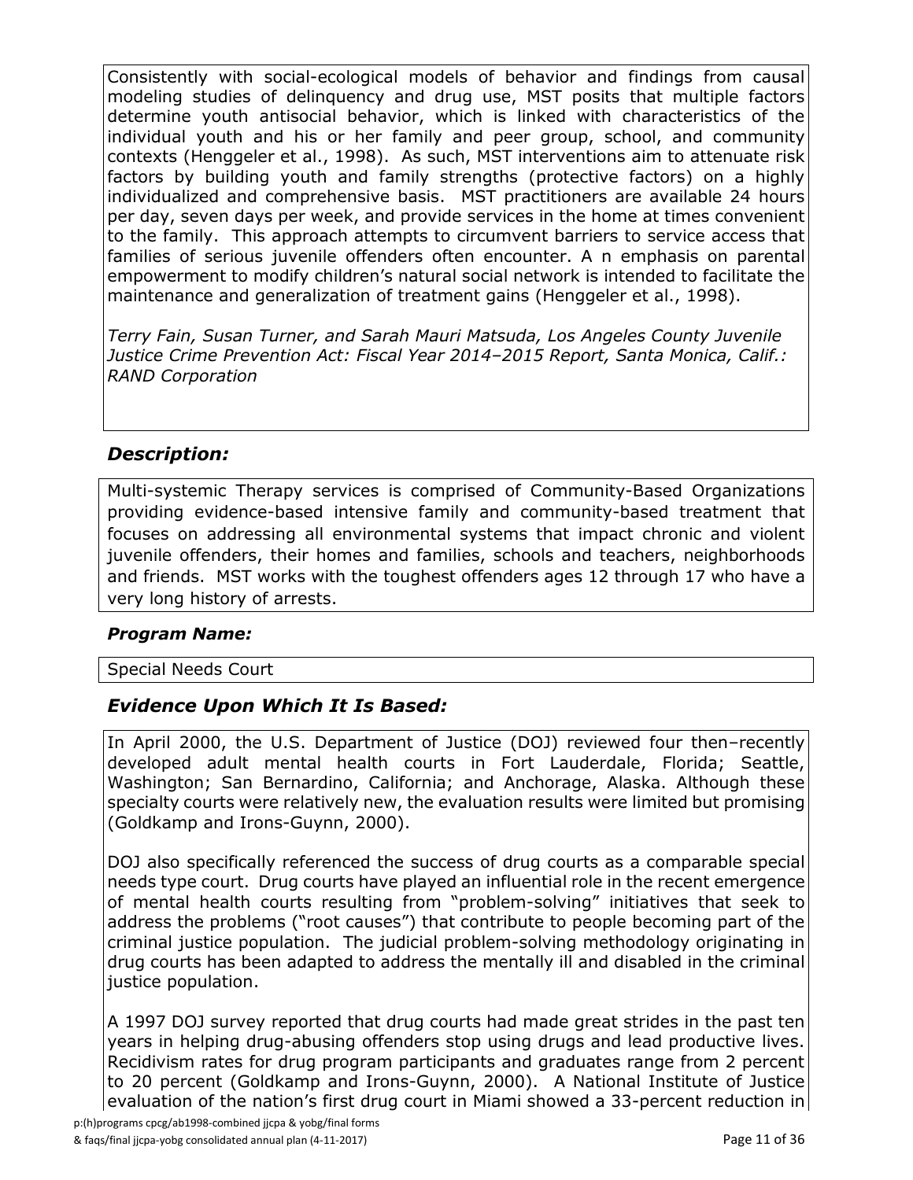Consistently with social-ecological models of behavior and findings from causal modeling studies of delinquency and drug use, MST posits that multiple factors determine youth antisocial behavior, which is linked with characteristics of the individual youth and his or her family and peer group, school, and community contexts (Henggeler et al., 1998). As such, MST interventions aim to attenuate risk factors by building youth and family strengths (protective factors) on a highly individualized and comprehensive basis. MST practitioners are available 24 hours per day, seven days per week, and provide services in the home at times convenient to the family. This approach attempts to circumvent barriers to service access that families of serious juvenile offenders often encounter. A n emphasis on parental empowerment to modify children's natural social network is intended to facilitate the maintenance and generalization of treatment gains (Henggeler et al., 1998).

*Terry Fain, Susan Turner, and Sarah Mauri Matsuda, Los Angeles County Juvenile Justice Crime Prevention Act: Fiscal Year 2014–2015 Report, Santa Monica, Calif.: RAND Corporation*

## *Description:*

Multi-systemic Therapy services is comprised of Community-Based Organizations providing evidence-based intensive family and community-based treatment that focuses on addressing all environmental systems that impact chronic and violent juvenile offenders, their homes and families, schools and teachers, neighborhoods and friends. MST works with the toughest offenders ages 12 through 17 who have a very long history of arrests.

### *Program Name:*

Special Needs Court

## *Evidence Upon Which It Is Based:*

In April 2000, the U.S. Department of Justice (DOJ) reviewed four then–recently developed adult mental health courts in Fort Lauderdale, Florida; Seattle, Washington; San Bernardino, California; and Anchorage, Alaska. Although these specialty courts were relatively new, the evaluation results were limited but promising (Goldkamp and Irons-Guynn, 2000).

DOJ also specifically referenced the success of drug courts as a comparable special needs type court. Drug courts have played an influential role in the recent emergence of mental health courts resulting from "problem-solving" initiatives that seek to address the problems ("root causes") that contribute to people becoming part of the criminal justice population. The judicial problem-solving methodology originating in drug courts has been adapted to address the mentally ill and disabled in the criminal justice population.

A 1997 DOJ survey reported that drug courts had made great strides in the past ten years in helping drug-abusing offenders stop using drugs and lead productive lives. Recidivism rates for drug program participants and graduates range from 2 percent to 20 percent (Goldkamp and Irons-Guynn, 2000). A National Institute of Justice evaluation of the nation's first drug court in Miami showed a 33-percent reduction in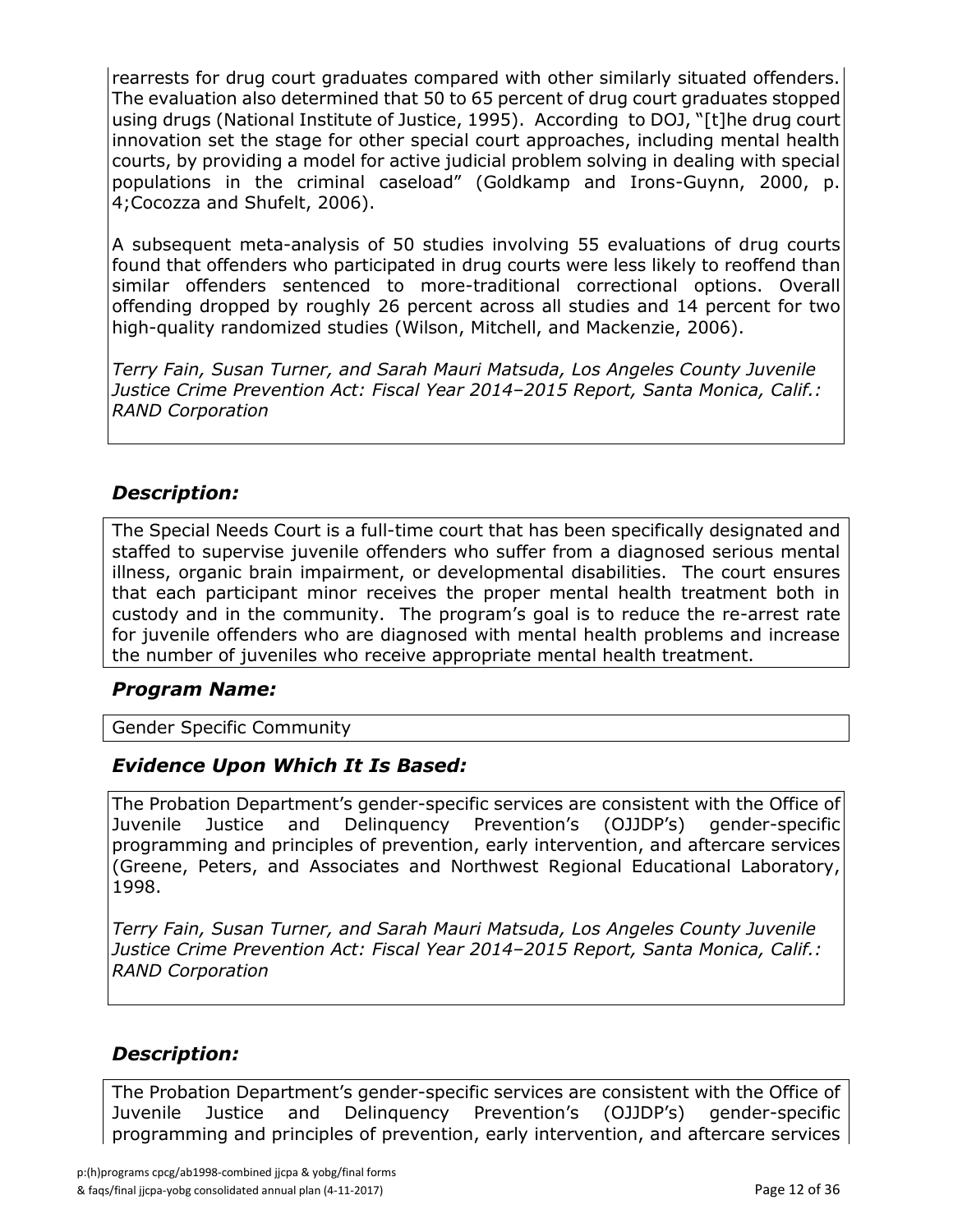rearrests for drug court graduates compared with other similarly situated offenders. The evaluation also determined that 50 to 65 percent of drug court graduates stopped using drugs (National Institute of Justice, 1995). According to DOJ, "[t]he drug court innovation set the stage for other special court approaches, including mental health courts, by providing a model for active judicial problem solving in dealing with special populations in the criminal caseload" (Goldkamp and Irons-Guynn, 2000, p. 4;Cocozza and Shufelt, 2006).

A subsequent meta-analysis of 50 studies involving 55 evaluations of drug courts found that offenders who participated in drug courts were less likely to reoffend than similar offenders sentenced to more-traditional correctional options. Overall offending dropped by roughly 26 percent across all studies and 14 percent for two high-quality randomized studies (Wilson, Mitchell, and Mackenzie, 2006).

*Terry Fain, Susan Turner, and Sarah Mauri Matsuda, Los Angeles County Juvenile Justice Crime Prevention Act: Fiscal Year 2014–2015 Report, Santa Monica, Calif.: RAND Corporation*

### *Description:*

The Special Needs Court is a full-time court that has been specifically designated and staffed to supervise juvenile offenders who suffer from a diagnosed serious mental illness, organic brain impairment, or developmental disabilities. The court ensures that each participant minor receives the proper mental health treatment both in custody and in the community. The program's goal is to reduce the re-arrest rate for juvenile offenders who are diagnosed with mental health problems and increase the number of juveniles who receive appropriate mental health treatment.

### *Program Name:*

Gender Specific Community

### *Evidence Upon Which It Is Based:*

The Probation Department's gender-specific services are consistent with the Office of Juvenile Justice and Delinquency Prevention's (OJJDP's) gender-specific programming and principles of prevention, early intervention, and aftercare services (Greene, Peters, and Associates and Northwest Regional Educational Laboratory, 1998.

*Terry Fain, Susan Turner, and Sarah Mauri Matsuda, Los Angeles County Juvenile Justice Crime Prevention Act: Fiscal Year 2014–2015 Report, Santa Monica, Calif.: RAND Corporation*

### *Description:*

The Probation Department's gender-specific services are consistent with the Office of Juvenile Justice and Delinquency Prevention's (OJJDP's) gender-specific programming and principles of prevention, early intervention, and aftercare services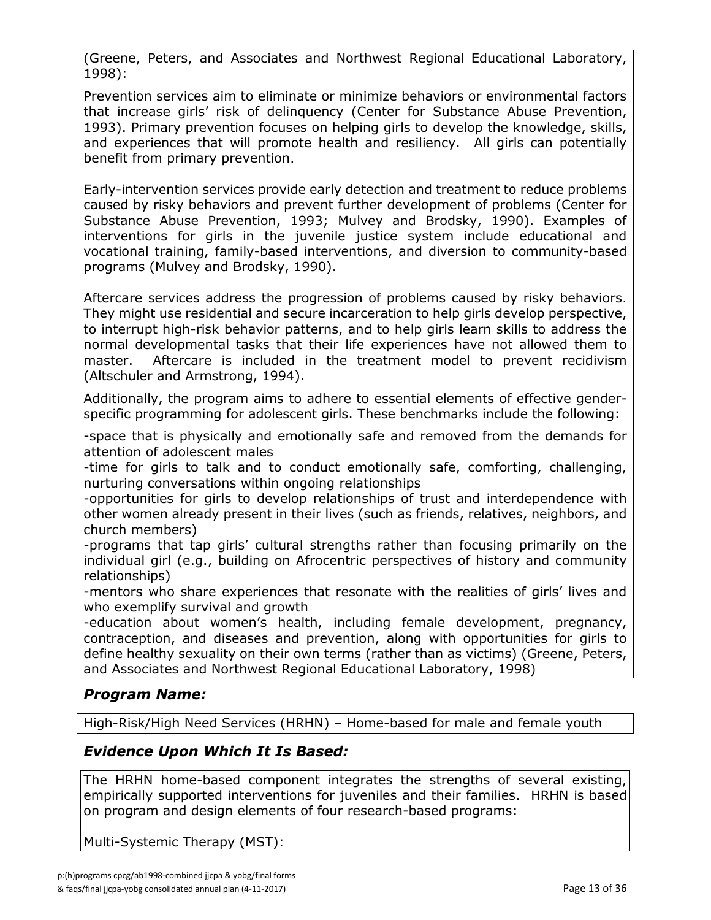(Greene, Peters, and Associates and Northwest Regional Educational Laboratory, 1998):

Prevention services aim to eliminate or minimize behaviors or environmental factors that increase girls' risk of delinquency (Center for Substance Abuse Prevention, 1993). Primary prevention focuses on helping girls to develop the knowledge, skills, and experiences that will promote health and resiliency. All girls can potentially benefit from primary prevention.

Early-intervention services provide early detection and treatment to reduce problems caused by risky behaviors and prevent further development of problems (Center for Substance Abuse Prevention, 1993; Mulvey and Brodsky, 1990). Examples of interventions for girls in the juvenile justice system include educational and vocational training, family-based interventions, and diversion to community-based programs (Mulvey and Brodsky, 1990).

Aftercare services address the progression of problems caused by risky behaviors. They might use residential and secure incarceration to help girls develop perspective, to interrupt high-risk behavior patterns, and to help girls learn skills to address the normal developmental tasks that their life experiences have not allowed them to master. Aftercare is included in the treatment model to prevent recidivism (Altschuler and Armstrong, 1994).

Additionally, the program aims to adhere to essential elements of effective gender-specific programming for adolescent girls. These benchmarks include the following:

-space that is physically and emotionally safe and removed from the demands for attention of adolescent males
-time for girls to talk and to conduct emotionally safe, comforting, challenging, nurturing conversations within ongoing relationships
-opportunities for girls to develop relationships of trust and interdependence with other women already present in their lives (such as friends, relatives, neighbors, and church members)
-programs that tap girls' cultural strengths rather than focusing primarily on the individual girl (e.g., building on Afrocentric perspectives of history and community relationships)
-mentors who share experiences that resonate with the realities of girls' lives and who exemplify survival and growth
-education about women's health, including female development, pregnancy, contraception, and diseases and prevention, along with opportunities for girls to define healthy sexuality on their own terms (rather than as victims) (Greene, Peters, and Associates and Northwest Regional Educational Laboratory, 1998)

### *Program Name:*

High-Risk/High Need Services (HRHN) – Home-based for male and female youth

### *Evidence Upon Which It Is Based:*

The HRHN home-based component integrates the strengths of several existing, empirically supported interventions for juveniles and their families. HRHN is based on program and design elements of four research-based programs:

Multi-Systemic Therapy (MST):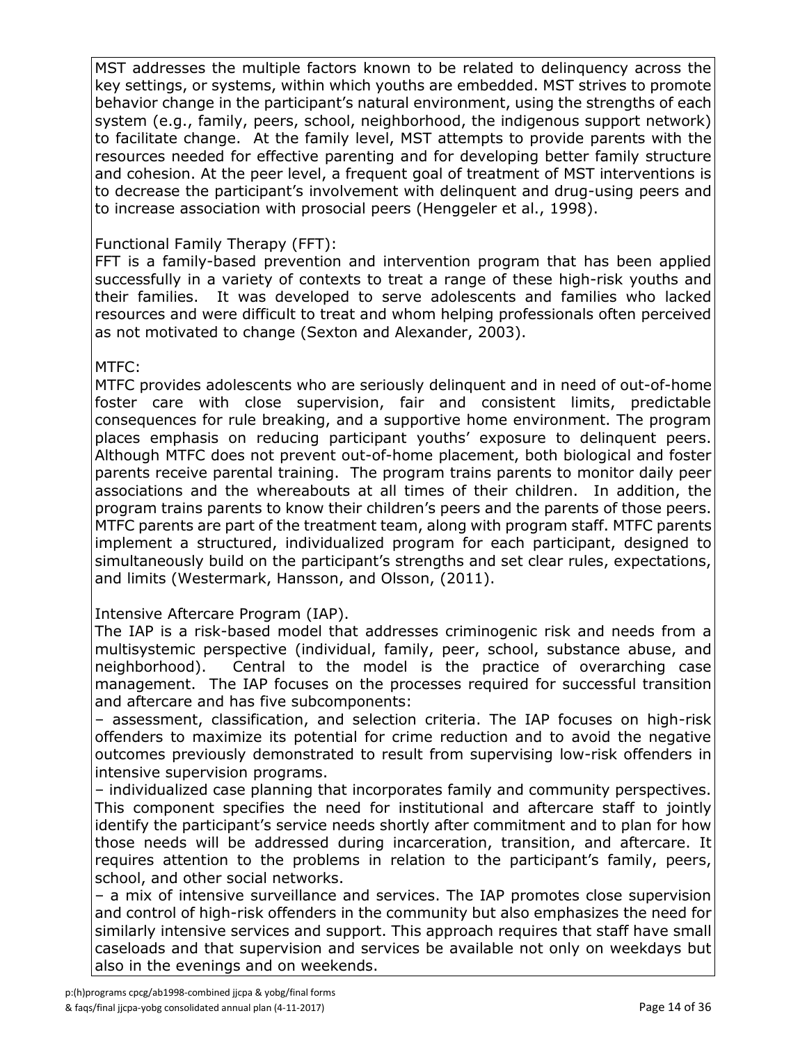MST addresses the multiple factors known to be related to delinquency across the key settings, or systems, within which youths are embedded. MST strives to promote behavior change in the participant's natural environment, using the strengths of each system (e.g., family, peers, school, neighborhood, the indigenous support network) to facilitate change. At the family level, MST attempts to provide parents with the resources needed for effective parenting and for developing better family structure and cohesion. At the peer level, a frequent goal of treatment of MST interventions is to decrease the participant's involvement with delinquent and drug-using peers and to increase association with prosocial peers (Henggeler et al., 1998).

Functional Family Therapy (FFT):

FFT is a family-based prevention and intervention program that has been applied successfully in a variety of contexts to treat a range of these high-risk youths and their families. It was developed to serve adolescents and families who lacked resources and were difficult to treat and whom helping professionals often perceived as not motivated to change (Sexton and Alexander, 2003).

MTFC:

MTFC provides adolescents who are seriously delinquent and in need of out-of-home foster care with close supervision, fair and consistent limits, predictable consequences for rule breaking, and a supportive home environment. The program places emphasis on reducing participant youths' exposure to delinquent peers. Although MTFC does not prevent out-of-home placement, both biological and foster parents receive parental training. The program trains parents to monitor daily peer associations and the whereabouts at all times of their children. In addition, the program trains parents to know their children's peers and the parents of those peers. MTFC parents are part of the treatment team, along with program staff. MTFC parents implement a structured, individualized program for each participant, designed to simultaneously build on the participant's strengths and set clear rules, expectations, and limits (Westermark, Hansson, and Olsson, (2011).

Intensive Aftercare Program (IAP).

The IAP is a risk-based model that addresses criminogenic risk and needs from a multisystemic perspective (individual, family, peer, school, substance abuse, and neighborhood). Central to the model is the practice of overarching case management. The IAP focuses on the processes required for successful transition and aftercare and has five subcomponents:

– assessment, classification, and selection criteria. The IAP focuses on high-risk offenders to maximize its potential for crime reduction and to avoid the negative outcomes previously demonstrated to result from supervising low-risk offenders in intensive supervision programs.

– individualized case planning that incorporates family and community perspectives. This component specifies the need for institutional and aftercare staff to jointly identify the participant's service needs shortly after commitment and to plan for how those needs will be addressed during incarceration, transition, and aftercare. It requires attention to the problems in relation to the participant's family, peers, school, and other social networks.

– a mix of intensive surveillance and services. The IAP promotes close supervision and control of high-risk offenders in the community but also emphasizes the need for similarly intensive services and support. This approach requires that staff have small caseloads and that supervision and services be available not only on weekdays but also in the evenings and on weekends.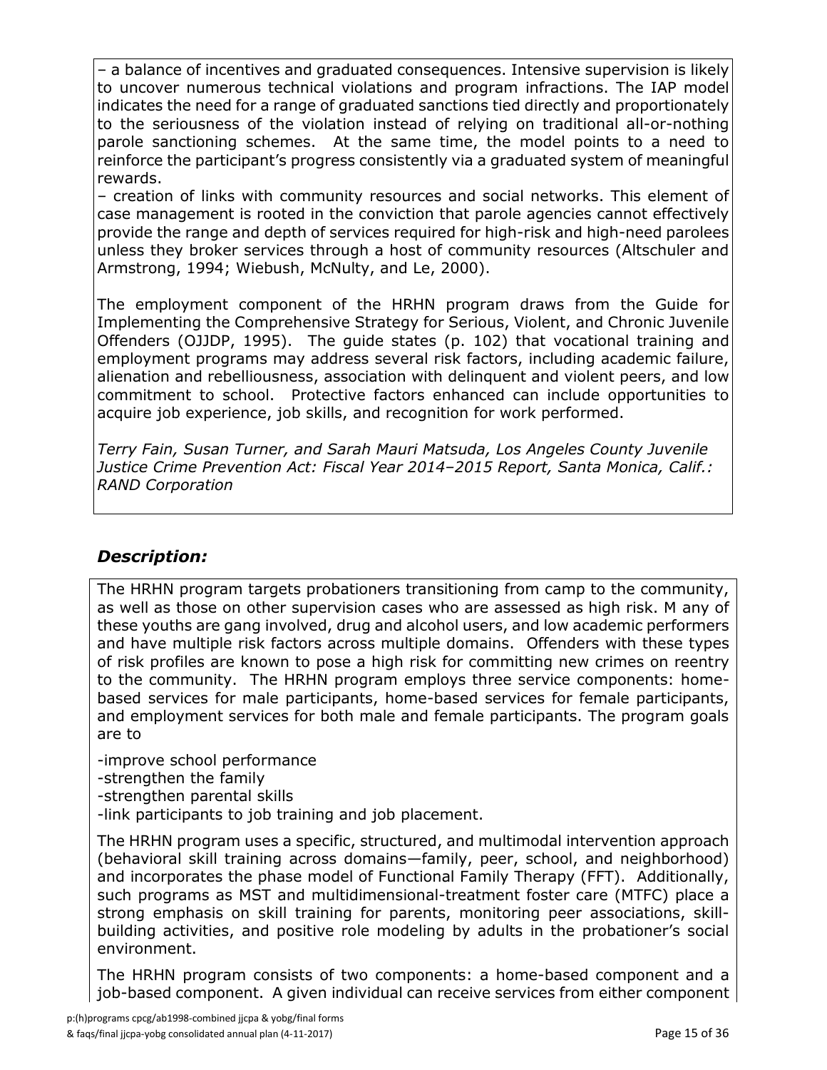– a balance of incentives and graduated consequences. Intensive supervision is likely to uncover numerous technical violations and program infractions. The IAP model indicates the need for a range of graduated sanctions tied directly and proportionately to the seriousness of the violation instead of relying on traditional all-or-nothing parole sanctioning schemes. At the same time, the model points to a need to reinforce the participant's progress consistently via a graduated system of meaningful rewards.

– creation of links with community resources and social networks. This element of case management is rooted in the conviction that parole agencies cannot effectively provide the range and depth of services required for high-risk and high-need parolees unless they broker services through a host of community resources (Altschuler and Armstrong, 1994; Wiebush, McNulty, and Le, 2000).

The employment component of the HRHN program draws from the Guide for Implementing the Comprehensive Strategy for Serious, Violent, and Chronic Juvenile Offenders (OJJDP, 1995). The guide states (p. 102) that vocational training and employment programs may address several risk factors, including academic failure, alienation and rebelliousness, association with delinquent and violent peers, and low commitment to school. Protective factors enhanced can include opportunities to acquire job experience, job skills, and recognition for work performed.

*Terry Fain, Susan Turner, and Sarah Mauri Matsuda, Los Angeles County Juvenile Justice Crime Prevention Act: Fiscal Year 2014–2015 Report, Santa Monica, Calif.: RAND Corporation*

## *Description:*

The HRHN program targets probationers transitioning from camp to the community, as well as those on other supervision cases who are assessed as high risk. M any of these youths are gang involved, drug and alcohol users, and low academic performers and have multiple risk factors across multiple domains. Offenders with these types of risk profiles are known to pose a high risk for committing new crimes on reentry to the community. The HRHN program employs three service components: home-based services for male participants, home-based services for female participants, and employment services for both male and female participants. The program goals are to

-improve school performance
-strengthen the family
-strengthen parental skills
-link participants to job training and job placement.

The HRHN program uses a specific, structured, and multimodal intervention approach (behavioral skill training across domains—family, peer, school, and neighborhood) and incorporates the phase model of Functional Family Therapy (FFT). Additionally, such programs as MST and multidimensional-treatment foster care (MTFC) place a strong emphasis on skill training for parents, monitoring peer associations, skill-building activities, and positive role modeling by adults in the probationer's social environment.

The HRHN program consists of two components: a home-based component and a job-based component. A given individual can receive services from either component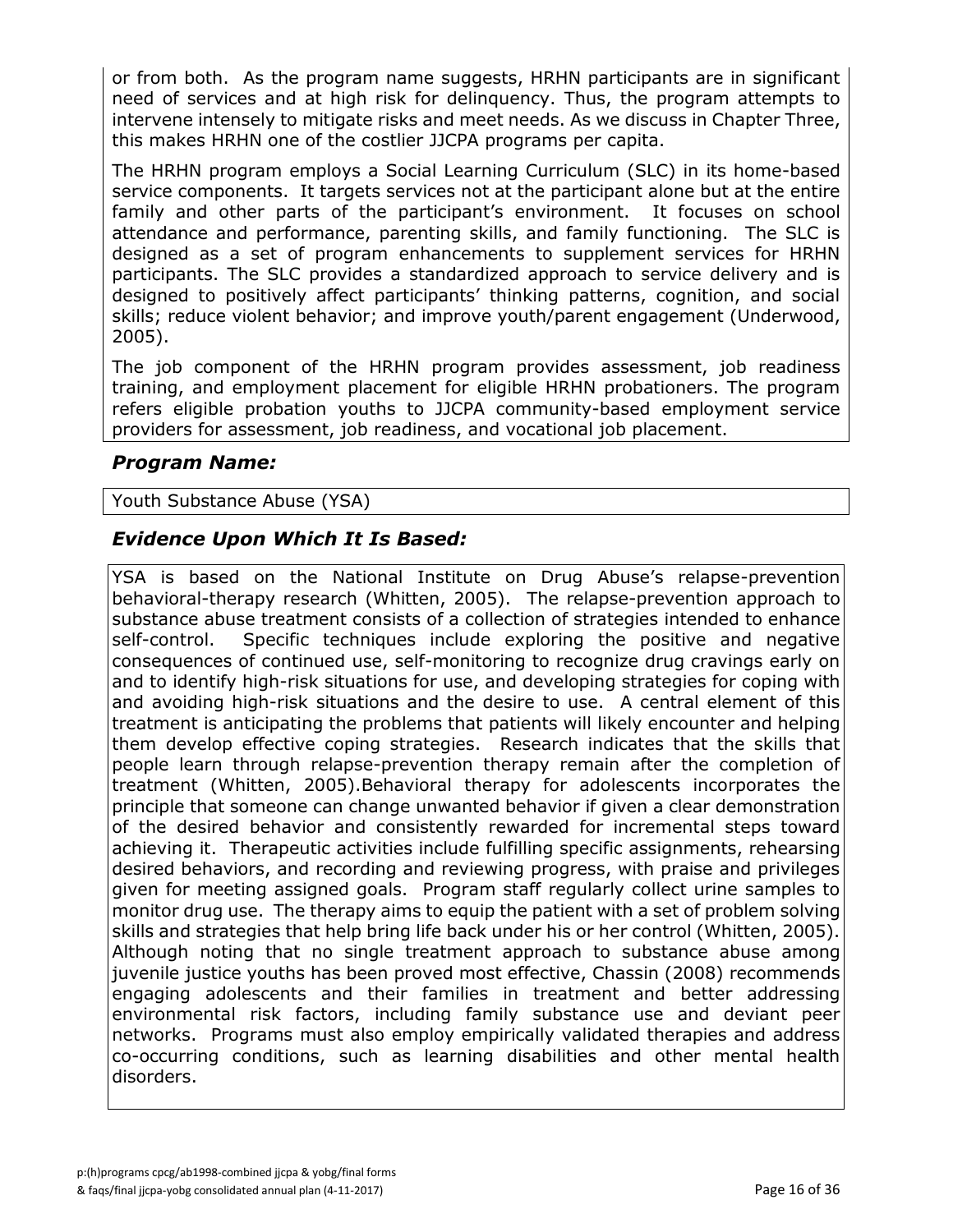or from both. As the program name suggests, HRHN participants are in significant need of services and at high risk for delinquency. Thus, the program attempts to intervene intensely to mitigate risks and meet needs. As we discuss in Chapter Three, this makes HRHN one of the costlier JJCPA programs per capita.

The HRHN program employs a Social Learning Curriculum (SLC) in its home-based service components. It targets services not at the participant alone but at the entire family and other parts of the participant's environment. It focuses on school attendance and performance, parenting skills, and family functioning. The SLC is designed as a set of program enhancements to supplement services for HRHN participants. The SLC provides a standardized approach to service delivery and is designed to positively affect participants' thinking patterns, cognition, and social skills; reduce violent behavior; and improve youth/parent engagement (Underwood, 2005).

The job component of the HRHN program provides assessment, job readiness training, and employment placement for eligible HRHN probationers. The program refers eligible probation youths to JJCPA community-based employment service providers for assessment, job readiness, and vocational job placement.

### *Program Name:*

Youth Substance Abuse (YSA)

### *Evidence Upon Which It Is Based:*

YSA is based on the National Institute on Drug Abuse's relapse-prevention behavioral-therapy research (Whitten, 2005). The relapse-prevention approach to substance abuse treatment consists of a collection of strategies intended to enhance self-control. Specific techniques include exploring the positive and negative consequences of continued use, self-monitoring to recognize drug cravings early on and to identify high-risk situations for use, and developing strategies for coping with and avoiding high-risk situations and the desire to use. A central element of this treatment is anticipating the problems that patients will likely encounter and helping them develop effective coping strategies. Research indicates that the skills that people learn through relapse-prevention therapy remain after the completion of treatment (Whitten, 2005).Behavioral therapy for adolescents incorporates the principle that someone can change unwanted behavior if given a clear demonstration of the desired behavior and consistently rewarded for incremental steps toward achieving it. Therapeutic activities include fulfilling specific assignments, rehearsing desired behaviors, and recording and reviewing progress, with praise and privileges given for meeting assigned goals. Program staff regularly collect urine samples to monitor drug use. The therapy aims to equip the patient with a set of problem solving skills and strategies that help bring life back under his or her control (Whitten, 2005). Although noting that no single treatment approach to substance abuse among juvenile justice youths has been proved most effective, Chassin (2008) recommends engaging adolescents and their families in treatment and better addressing environmental risk factors, including family substance use and deviant peer networks. Programs must also employ empirically validated therapies and address co-occurring conditions, such as learning disabilities and other mental health disorders.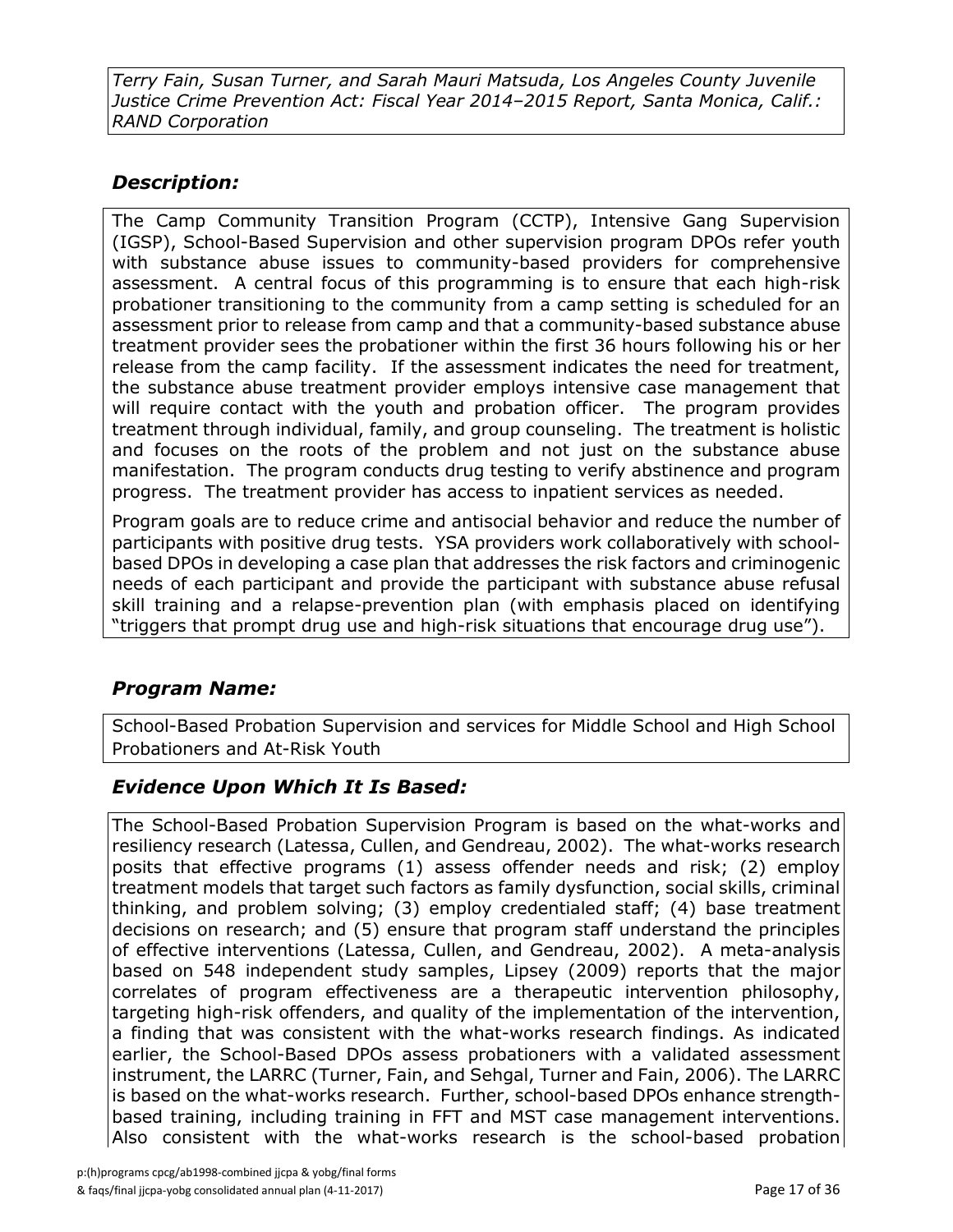*Terry Fain, Susan Turner, and Sarah Mauri Matsuda, Los Angeles County Juvenile Justice Crime Prevention Act: Fiscal Year 2014–2015 Report, Santa Monica, Calif.: RAND Corporation*

## *Description:*

The Camp Community Transition Program (CCTP), Intensive Gang Supervision (IGSP), School-Based Supervision and other supervision program DPOs refer youth with substance abuse issues to community-based providers for comprehensive assessment. A central focus of this programming is to ensure that each high-risk probationer transitioning to the community from a camp setting is scheduled for an assessment prior to release from camp and that a community-based substance abuse treatment provider sees the probationer within the first 36 hours following his or her release from the camp facility. If the assessment indicates the need for treatment, the substance abuse treatment provider employs intensive case management that will require contact with the youth and probation officer. The program provides treatment through individual, family, and group counseling. The treatment is holistic and focuses on the roots of the problem and not just on the substance abuse manifestation. The program conducts drug testing to verify abstinence and program progress. The treatment provider has access to inpatient services as needed.

Program goals are to reduce crime and antisocial behavior and reduce the number of participants with positive drug tests. YSA providers work collaboratively with school-based DPOs in developing a case plan that addresses the risk factors and criminogenic needs of each participant and provide the participant with substance abuse refusal skill training and a relapse-prevention plan (with emphasis placed on identifying "triggers that prompt drug use and high-risk situations that encourage drug use").

## *Program Name:*

School-Based Probation Supervision and services for Middle School and High School Probationers and At-Risk Youth

## *Evidence Upon Which It Is Based:*

The School-Based Probation Supervision Program is based on the what-works and resiliency research (Latessa, Cullen, and Gendreau, 2002). The what-works research posits that effective programs (1) assess offender needs and risk; (2) employ treatment models that target such factors as family dysfunction, social skills, criminal thinking, and problem solving; (3) employ credentialed staff; (4) base treatment decisions on research; and (5) ensure that program staff understand the principles of effective interventions (Latessa, Cullen, and Gendreau, 2002). A meta-analysis based on 548 independent study samples, Lipsey (2009) reports that the major correlates of program effectiveness are a therapeutic intervention philosophy, targeting high-risk offenders, and quality of the implementation of the intervention, a finding that was consistent with the what-works research findings. As indicated earlier, the School-Based DPOs assess probationers with a validated assessment instrument, the LARRC (Turner, Fain, and Sehgal, Turner and Fain, 2006). The LARRC is based on the what-works research. Further, school-based DPOs enhance strength-based training, including training in FFT and MST case management interventions. Also consistent with the what-works research is the school-based probation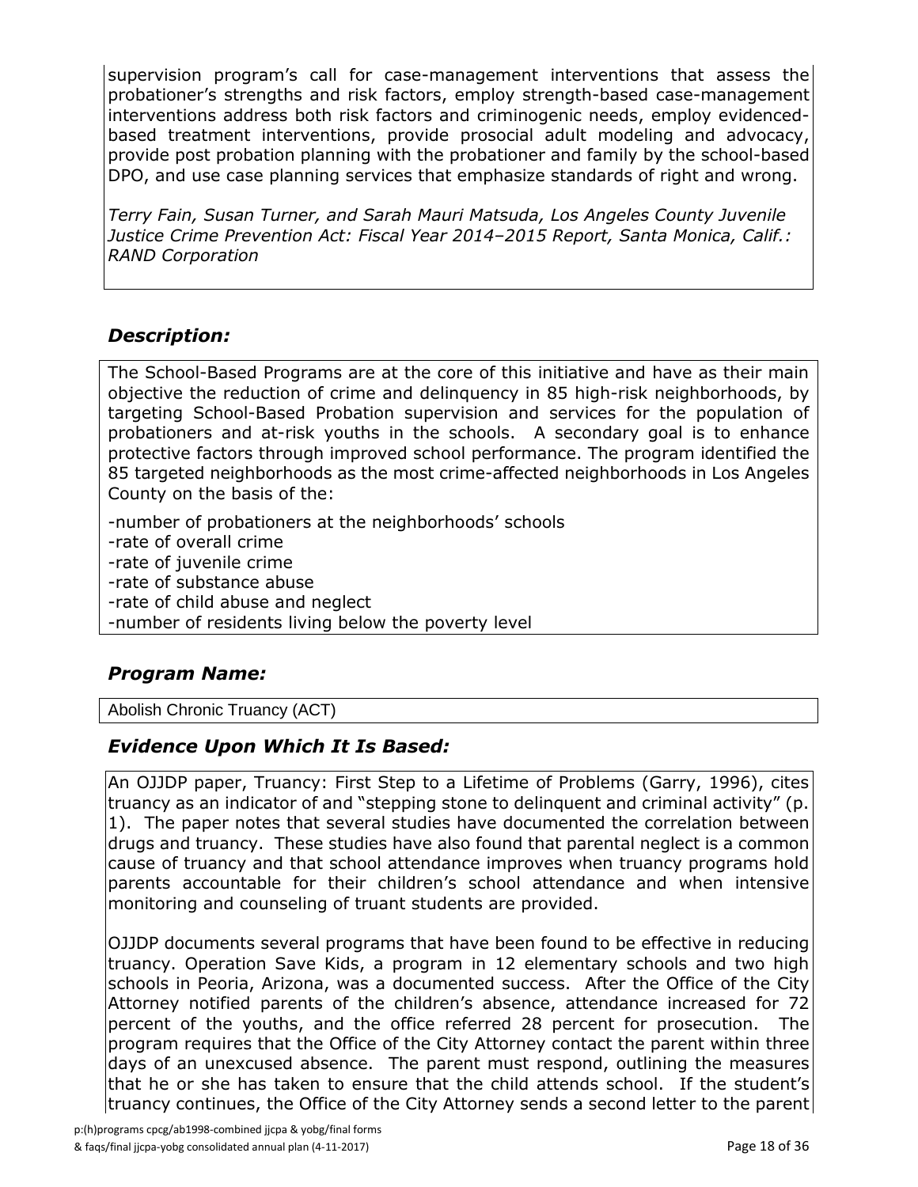supervision program's call for case-management interventions that assess the probationer's strengths and risk factors, employ strength-based case-management interventions address both risk factors and criminogenic needs, employ evidenced-based treatment interventions, provide prosocial adult modeling and advocacy, provide post probation planning with the probationer and family by the school-based DPO, and use case planning services that emphasize standards of right and wrong.

*Terry Fain, Susan Turner, and Sarah Mauri Matsuda, Los Angeles County Juvenile Justice Crime Prevention Act: Fiscal Year 2014–2015 Report, Santa Monica, Calif.: RAND Corporation*

### *Description:*

The School-Based Programs are at the core of this initiative and have as their main objective the reduction of crime and delinquency in 85 high-risk neighborhoods, by targeting School-Based Probation supervision and services for the population of probationers and at-risk youths in the schools. A secondary goal is to enhance protective factors through improved school performance. The program identified the 85 targeted neighborhoods as the most crime-affected neighborhoods in Los Angeles County on the basis of the:

-number of probationers at the neighborhoods' schools
-rate of overall crime
-rate of juvenile crime
-rate of substance abuse
-rate of child abuse and neglect
-number of residents living below the poverty level

### *Program Name:*

Abolish Chronic Truancy (ACT)

### *Evidence Upon Which It Is Based:*

An OJJDP paper, Truancy: First Step to a Lifetime of Problems (Garry, 1996), cites truancy as an indicator of and "stepping stone to delinquent and criminal activity" (p. 1). The paper notes that several studies have documented the correlation between drugs and truancy. These studies have also found that parental neglect is a common cause of truancy and that school attendance improves when truancy programs hold parents accountable for their children's school attendance and when intensive monitoring and counseling of truant students are provided.

OJJDP documents several programs that have been found to be effective in reducing truancy. Operation Save Kids, a program in 12 elementary schools and two high schools in Peoria, Arizona, was a documented success. After the Office of the City Attorney notified parents of the children's absence, attendance increased for 72 percent of the youths, and the office referred 28 percent for prosecution. The program requires that the Office of the City Attorney contact the parent within three days of an unexcused absence. The parent must respond, outlining the measures that he or she has taken to ensure that the child attends school. If the student's truancy continues, the Office of the City Attorney sends a second letter to the parent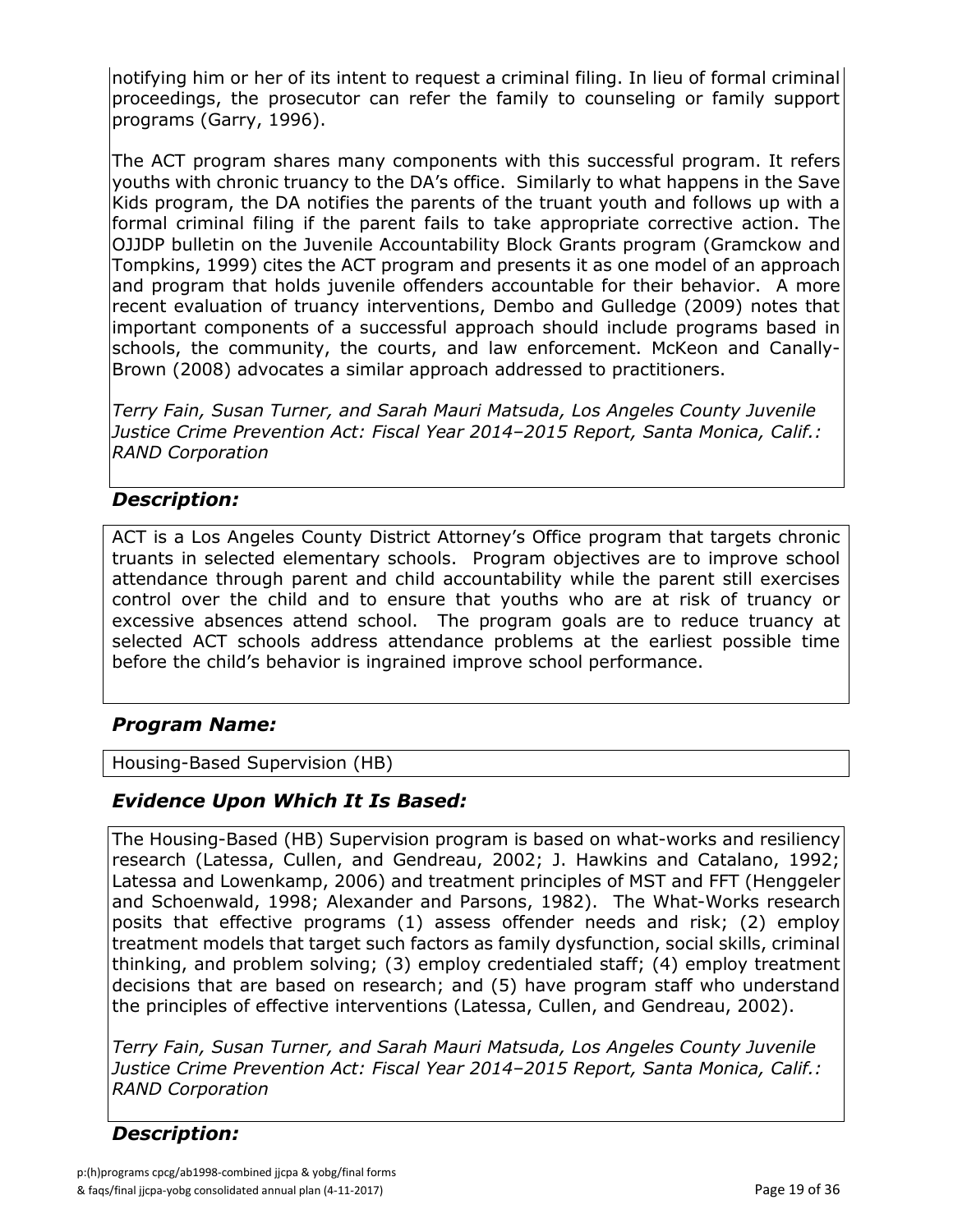notifying him or her of its intent to request a criminal filing. In lieu of formal criminal proceedings, the prosecutor can refer the family to counseling or family support programs (Garry, 1996).

The ACT program shares many components with this successful program. It refers youths with chronic truancy to the DA's office. Similarly to what happens in the Save Kids program, the DA notifies the parents of the truant youth and follows up with a formal criminal filing if the parent fails to take appropriate corrective action. The OJJDP bulletin on the Juvenile Accountability Block Grants program (Gramckow and Tompkins, 1999) cites the ACT program and presents it as one model of an approach and program that holds juvenile offenders accountable for their behavior. A more recent evaluation of truancy interventions, Dembo and Gulledge (2009) notes that important components of a successful approach should include programs based in schools, the community, the courts, and law enforcement. McKeon and Canally-Brown (2008) advocates a similar approach addressed to practitioners.

*Terry Fain, Susan Turner, and Sarah Mauri Matsuda, Los Angeles County Juvenile Justice Crime Prevention Act: Fiscal Year 2014–2015 Report, Santa Monica, Calif.: RAND Corporation*

### *Description:*

ACT is a Los Angeles County District Attorney's Office program that targets chronic truants in selected elementary schools. Program objectives are to improve school attendance through parent and child accountability while the parent still exercises control over the child and to ensure that youths who are at risk of truancy or excessive absences attend school. The program goals are to reduce truancy at selected ACT schools address attendance problems at the earliest possible time before the child's behavior is ingrained improve school performance.

### *Program Name:*

Housing-Based Supervision (HB)

### *Evidence Upon Which It Is Based:*

The Housing-Based (HB) Supervision program is based on what-works and resiliency research (Latessa, Cullen, and Gendreau, 2002; J. Hawkins and Catalano, 1992; Latessa and Lowenkamp, 2006) and treatment principles of MST and FFT (Henggeler and Schoenwald, 1998; Alexander and Parsons, 1982). The What-Works research posits that effective programs (1) assess offender needs and risk; (2) employ treatment models that target such factors as family dysfunction, social skills, criminal thinking, and problem solving; (3) employ credentialed staff; (4) employ treatment decisions that are based on research; and (5) have program staff who understand the principles of effective interventions (Latessa, Cullen, and Gendreau, 2002).

*Terry Fain, Susan Turner, and Sarah Mauri Matsuda, Los Angeles County Juvenile Justice Crime Prevention Act: Fiscal Year 2014–2015 Report, Santa Monica, Calif.: RAND Corporation*

### *Description:*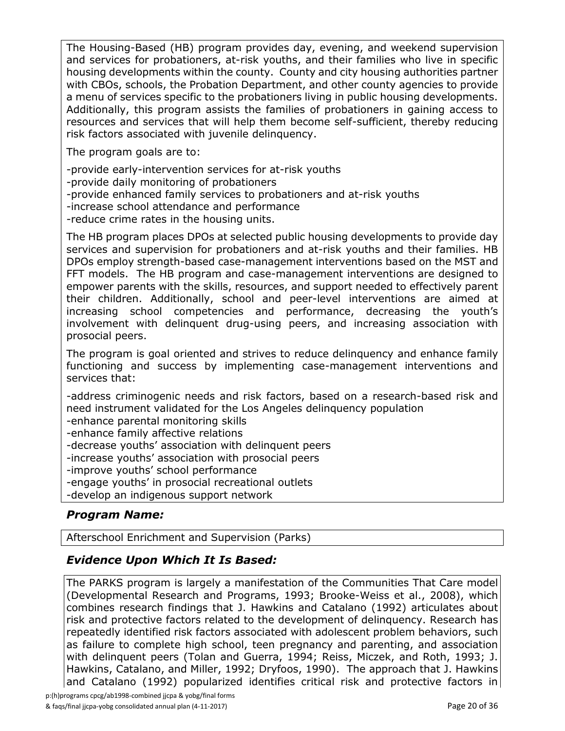The Housing-Based (HB) program provides day, evening, and weekend supervision and services for probationers, at-risk youths, and their families who live in specific housing developments within the county. County and city housing authorities partner with CBOs, schools, the Probation Department, and other county agencies to provide a menu of services specific to the probationers living in public housing developments. Additionally, this program assists the families of probationers in gaining access to resources and services that will help them become self-sufficient, thereby reducing risk factors associated with juvenile delinquency.

The program goals are to:

-provide early-intervention services for at-risk youths
-provide daily monitoring of probationers
-provide enhanced family services to probationers and at-risk youths
-increase school attendance and performance
-reduce crime rates in the housing units.

The HB program places DPOs at selected public housing developments to provide day services and supervision for probationers and at-risk youths and their families. HB DPOs employ strength-based case-management interventions based on the MST and FFT models. The HB program and case-management interventions are designed to empower parents with the skills, resources, and support needed to effectively parent their children. Additionally, school and peer-level interventions are aimed at increasing school competencies and performance, decreasing the youth's involvement with delinquent drug-using peers, and increasing association with prosocial peers.

The program is goal oriented and strives to reduce delinquency and enhance family functioning and success by implementing case-management interventions and services that:

-address criminogenic needs and risk factors, based on a research-based risk and need instrument validated for the Los Angeles delinquency population
-enhance parental monitoring skills
-enhance family affective relations
-decrease youths' association with delinquent peers
-increase youths' association with prosocial peers
-improve youths' school performance
-engage youths' in prosocial recreational outlets
-develop an indigenous support network

## *Program Name:*

Afterschool Enrichment and Supervision (Parks)

## *Evidence Upon Which It Is Based:*

The PARKS program is largely a manifestation of the Communities That Care model (Developmental Research and Programs, 1993; Brooke-Weiss et al., 2008), which combines research findings that J. Hawkins and Catalano (1992) articulates about risk and protective factors related to the development of delinquency. Research has repeatedly identified risk factors associated with adolescent problem behaviors, such as failure to complete high school, teen pregnancy and parenting, and association with delinquent peers (Tolan and Guerra, 1994; Reiss, Miczek, and Roth, 1993; J. Hawkins, Catalano, and Miller, 1992; Dryfoos, 1990). The approach that J. Hawkins and Catalano (1992) popularized identifies critical risk and protective factors in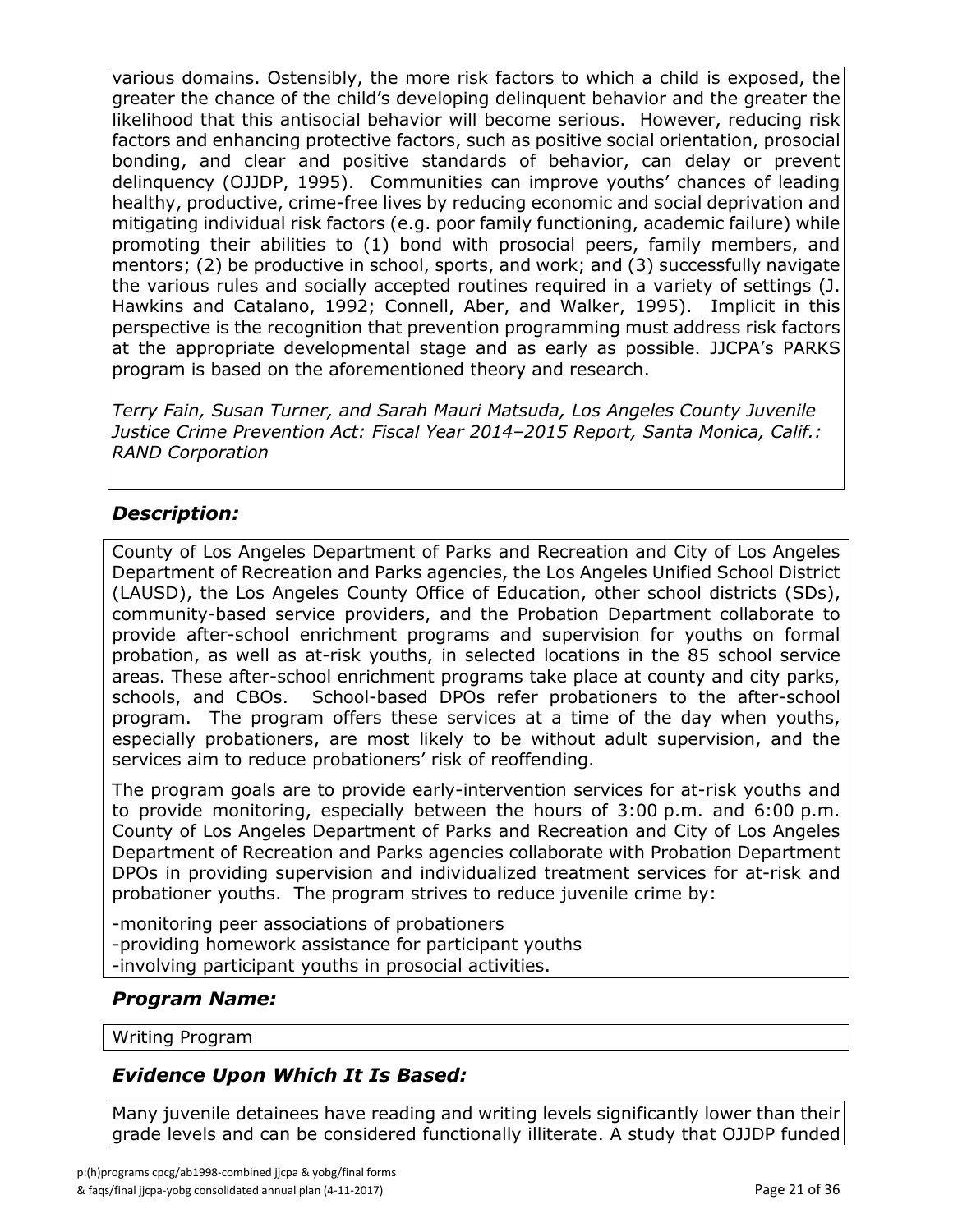various domains. Ostensibly, the more risk factors to which a child is exposed, the greater the chance of the child's developing delinquent behavior and the greater the likelihood that this antisocial behavior will become serious. However, reducing risk factors and enhancing protective factors, such as positive social orientation, prosocial bonding, and clear and positive standards of behavior, can delay or prevent delinquency (OJJDP, 1995). Communities can improve youths' chances of leading healthy, productive, crime-free lives by reducing economic and social deprivation and mitigating individual risk factors (e.g. poor family functioning, academic failure) while promoting their abilities to (1) bond with prosocial peers, family members, and mentors; (2) be productive in school, sports, and work; and (3) successfully navigate the various rules and socially accepted routines required in a variety of settings (J. Hawkins and Catalano, 1992; Connell, Aber, and Walker, 1995). Implicit in this perspective is the recognition that prevention programming must address risk factors at the appropriate developmental stage and as early as possible. JJCPA's PARKS program is based on the aforementioned theory and research.

*Terry Fain, Susan Turner, and Sarah Mauri Matsuda, Los Angeles County Juvenile Justice Crime Prevention Act: Fiscal Year 2014–2015 Report, Santa Monica, Calif.: RAND Corporation*

## *Description:*

County of Los Angeles Department of Parks and Recreation and City of Los Angeles Department of Recreation and Parks agencies, the Los Angeles Unified School District (LAUSD), the Los Angeles County Office of Education, other school districts (SDs), community-based service providers, and the Probation Department collaborate to provide after-school enrichment programs and supervision for youths on formal probation, as well as at-risk youths, in selected locations in the 85 school service areas. These after-school enrichment programs take place at county and city parks, schools, and CBOs. School-based DPOs refer probationers to the after-school program. The program offers these services at a time of the day when youths, especially probationers, are most likely to be without adult supervision, and the services aim to reduce probationers' risk of reoffending.

The program goals are to provide early-intervention services for at-risk youths and to provide monitoring, especially between the hours of 3:00 p.m. and 6:00 p.m. County of Los Angeles Department of Parks and Recreation and City of Los Angeles Department of Recreation and Parks agencies collaborate with Probation Department DPOs in providing supervision and individualized treatment services for at-risk and probationer youths. The program strives to reduce juvenile crime by:

-monitoring peer associations of probationers
-providing homework assistance for participant youths
-involving participant youths in prosocial activities.

## *Program Name:*

Writing Program

## *Evidence Upon Which It Is Based:*

Many juvenile detainees have reading and writing levels significantly lower than their grade levels and can be considered functionally illiterate. A study that OJJDP funded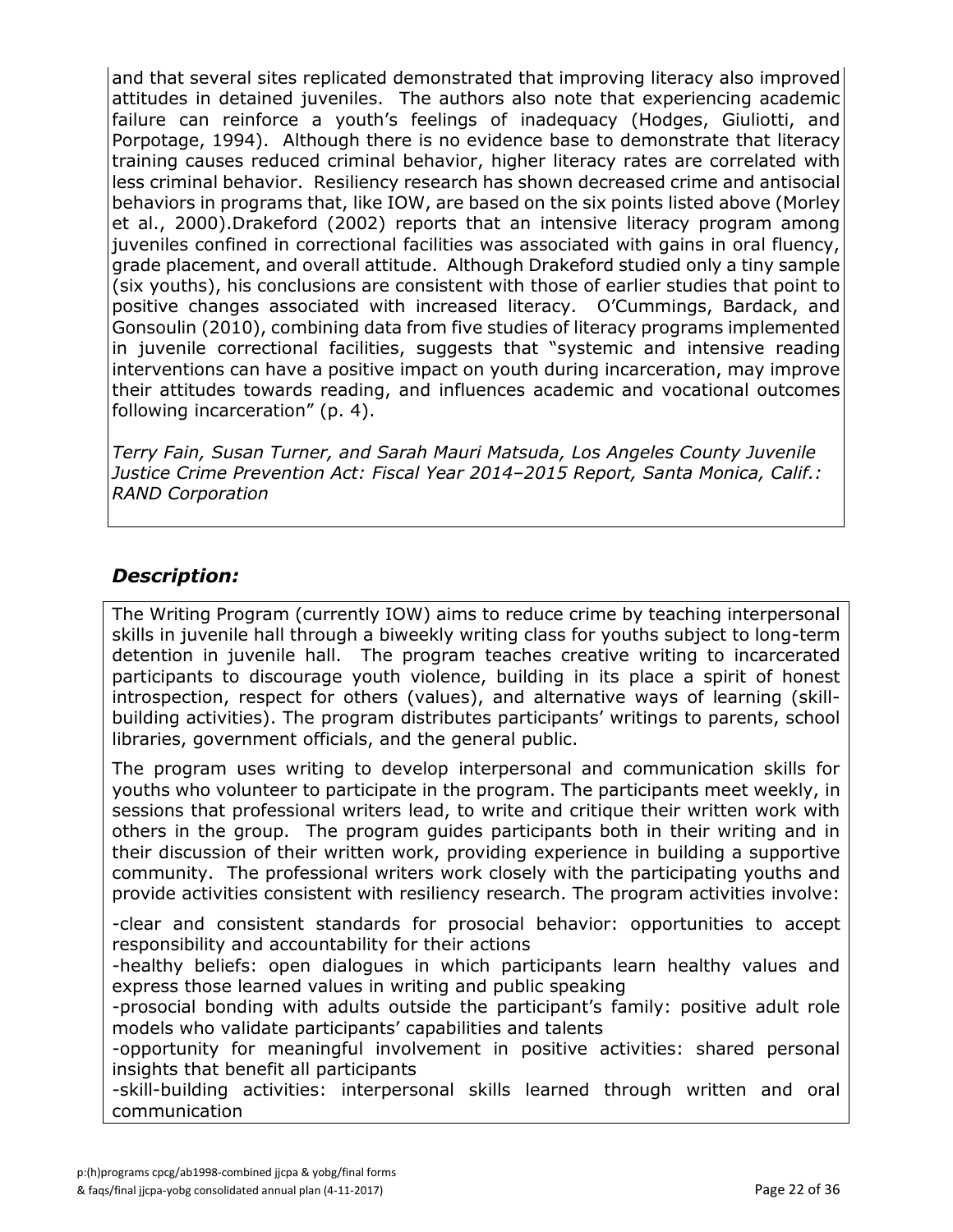and that several sites replicated demonstrated that improving literacy also improved attitudes in detained juveniles. The authors also note that experiencing academic failure can reinforce a youth's feelings of inadequacy (Hodges, Giuliotti, and Porpotage, 1994). Although there is no evidence base to demonstrate that literacy training causes reduced criminal behavior, higher literacy rates are correlated with less criminal behavior. Resiliency research has shown decreased crime and antisocial behaviors in programs that, like IOW, are based on the six points listed above (Morley et al., 2000).Drakeford (2002) reports that an intensive literacy program among juveniles confined in correctional facilities was associated with gains in oral fluency, grade placement, and overall attitude. Although Drakeford studied only a tiny sample (six youths), his conclusions are consistent with those of earlier studies that point to positive changes associated with increased literacy. O'Cummings, Bardack, and Gonsoulin (2010), combining data from five studies of literacy programs implemented in juvenile correctional facilities, suggests that "systemic and intensive reading interventions can have a positive impact on youth during incarceration, may improve their attitudes towards reading, and influences academic and vocational outcomes following incarceration" (p. 4).

*Terry Fain, Susan Turner, and Sarah Mauri Matsuda, Los Angeles County Juvenile Justice Crime Prevention Act: Fiscal Year 2014–2015 Report, Santa Monica, Calif.: RAND Corporation*

## *Description:*

The Writing Program (currently IOW) aims to reduce crime by teaching interpersonal skills in juvenile hall through a biweekly writing class for youths subject to long-term detention in juvenile hall. The program teaches creative writing to incarcerated participants to discourage youth violence, building in its place a spirit of honest introspection, respect for others (values), and alternative ways of learning (skill-building activities). The program distributes participants' writings to parents, school libraries, government officials, and the general public.

The program uses writing to develop interpersonal and communication skills for youths who volunteer to participate in the program. The participants meet weekly, in sessions that professional writers lead, to write and critique their written work with others in the group. The program guides participants both in their writing and in their discussion of their written work, providing experience in building a supportive community. The professional writers work closely with the participating youths and provide activities consistent with resiliency research. The program activities involve:

-clear and consistent standards for prosocial behavior: opportunities to accept responsibility and accountability for their actions
-healthy beliefs: open dialogues in which participants learn healthy values and express those learned values in writing and public speaking
-prosocial bonding with adults outside the participant's family: positive adult role models who validate participants' capabilities and talents
-opportunity for meaningful involvement in positive activities: shared personal insights that benefit all participants
-skill-building activities: interpersonal skills learned through written and oral communication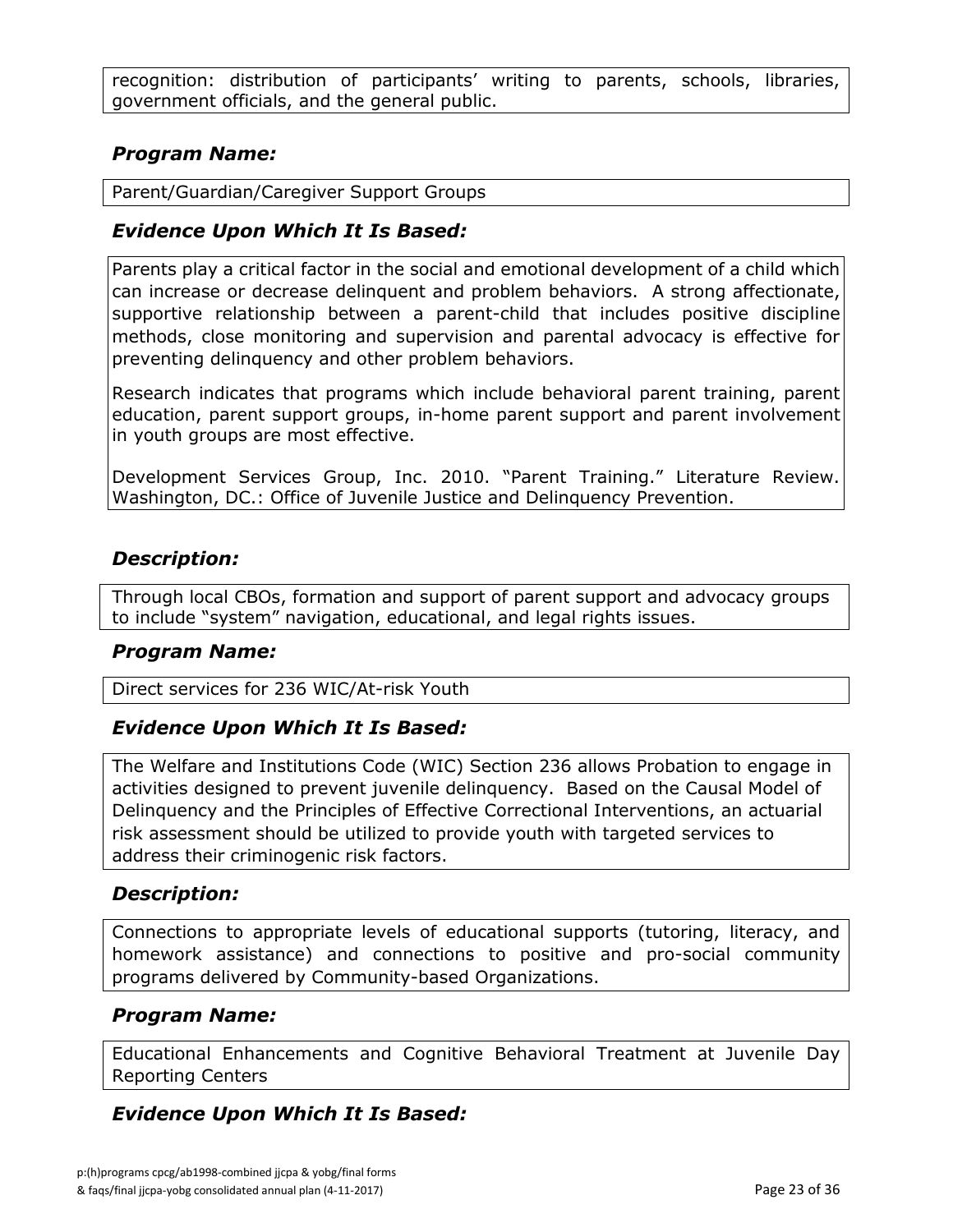recognition: distribution of participants' writing to parents, schools, libraries, government officials, and the general public.

### *Program Name:*

Parent/Guardian/Caregiver Support Groups

### *Evidence Upon Which It Is Based:*

Parents play a critical factor in the social and emotional development of a child which can increase or decrease delinquent and problem behaviors. A strong affectionate, supportive relationship between a parent-child that includes positive discipline methods, close monitoring and supervision and parental advocacy is effective for preventing delinquency and other problem behaviors.

Research indicates that programs which include behavioral parent training, parent education, parent support groups, in-home parent support and parent involvement in youth groups are most effective.

Development Services Group, Inc. 2010. "Parent Training." Literature Review. Washington, DC.: Office of Juvenile Justice and Delinquency Prevention.

### *Description:*

Through local CBOs, formation and support of parent support and advocacy groups to include "system" navigation, educational, and legal rights issues.

### *Program Name:*

Direct services for 236 WIC/At-risk Youth

### *Evidence Upon Which It Is Based:*

The Welfare and Institutions Code (WIC) Section 236 allows Probation to engage in activities designed to prevent juvenile delinquency. Based on the Causal Model of Delinquency and the Principles of Effective Correctional Interventions, an actuarial risk assessment should be utilized to provide youth with targeted services to address their criminogenic risk factors.

### *Description:*

Connections to appropriate levels of educational supports (tutoring, literacy, and homework assistance) and connections to positive and pro-social community programs delivered by Community-based Organizations.

### *Program Name:*

Educational Enhancements and Cognitive Behavioral Treatment at Juvenile Day Reporting Centers

### *Evidence Upon Which It Is Based:*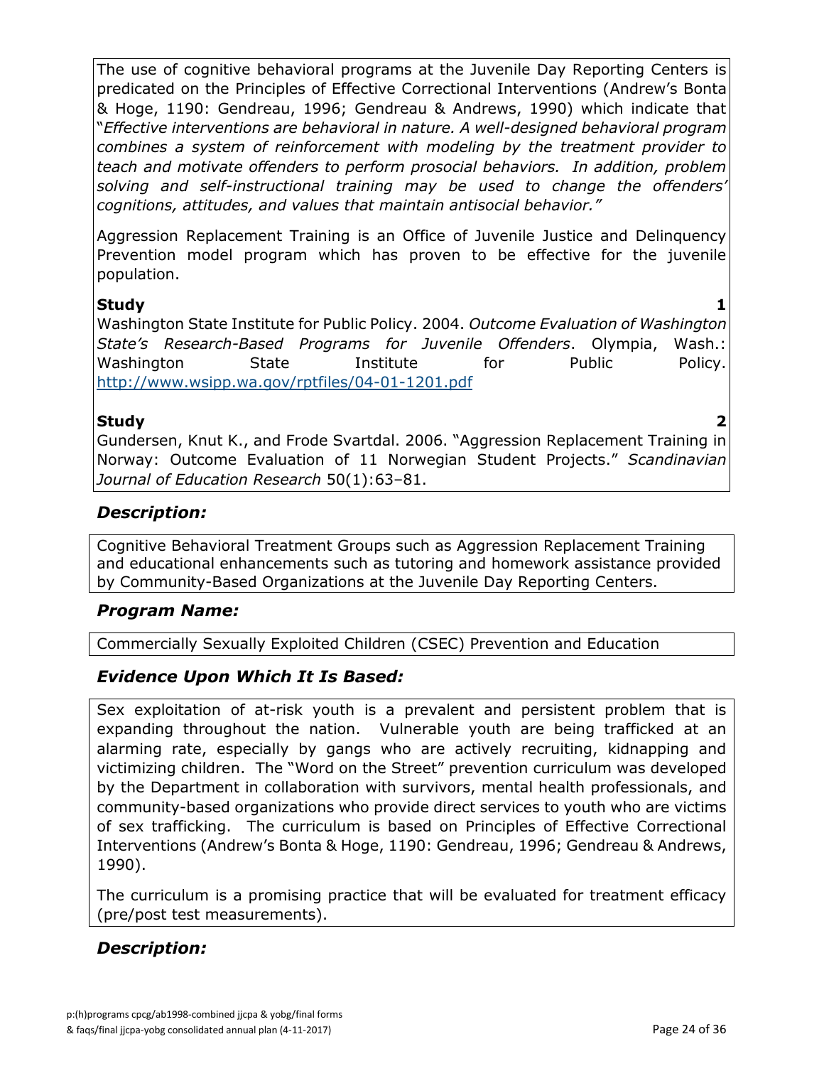The use of cognitive behavioral programs at the Juvenile Day Reporting Centers is predicated on the Principles of Effective Correctional Interventions (Andrew's Bonta & Hoge, 1190: Gendreau, 1996; Gendreau & Andrews, 1990) which indicate that "*Effective interventions are behavioral in nature. A well-designed behavioral program combines a system of reinforcement with modeling by the treatment provider to teach and motivate offenders to perform prosocial behaviors. In addition, problem solving and self-instructional training may be used to change the offenders' cognitions, attitudes, and values that maintain antisocial behavior."*

Aggression Replacement Training is an Office of Juvenile Justice and Delinquency Prevention model program which has proven to be effective for the juvenile population.

**Study 1**
Washington State Institute for Public Policy. 2004. *Outcome Evaluation of Washington State's Research-Based Programs for Juvenile Offenders*. Olympia, Wash.: Washington State Institute for Public Policy. http://www.wsipp.wa.gov/rptfiles/04-01-1201.pdf

**Study 2**
Gundersen, Knut K., and Frode Svartdal. 2006. "Aggression Replacement Training in Norway: Outcome Evaluation of 11 Norwegian Student Projects." *Scandinavian Journal of Education Research* 50(1):63–81.

## *Description:*

Cognitive Behavioral Treatment Groups such as Aggression Replacement Training and educational enhancements such as tutoring and homework assistance provided by Community-Based Organizations at the Juvenile Day Reporting Centers.

## *Program Name:*

Commercially Sexually Exploited Children (CSEC) Prevention and Education

## *Evidence Upon Which It Is Based:*

Sex exploitation of at-risk youth is a prevalent and persistent problem that is expanding throughout the nation. Vulnerable youth are being trafficked at an alarming rate, especially by gangs who are actively recruiting, kidnapping and victimizing children. The "Word on the Street" prevention curriculum was developed by the Department in collaboration with survivors, mental health professionals, and community-based organizations who provide direct services to youth who are victims of sex trafficking. The curriculum is based on Principles of Effective Correctional Interventions (Andrew's Bonta & Hoge, 1190: Gendreau, 1996; Gendreau & Andrews, 1990).

The curriculum is a promising practice that will be evaluated for treatment efficacy (pre/post test measurements).

## *Description:*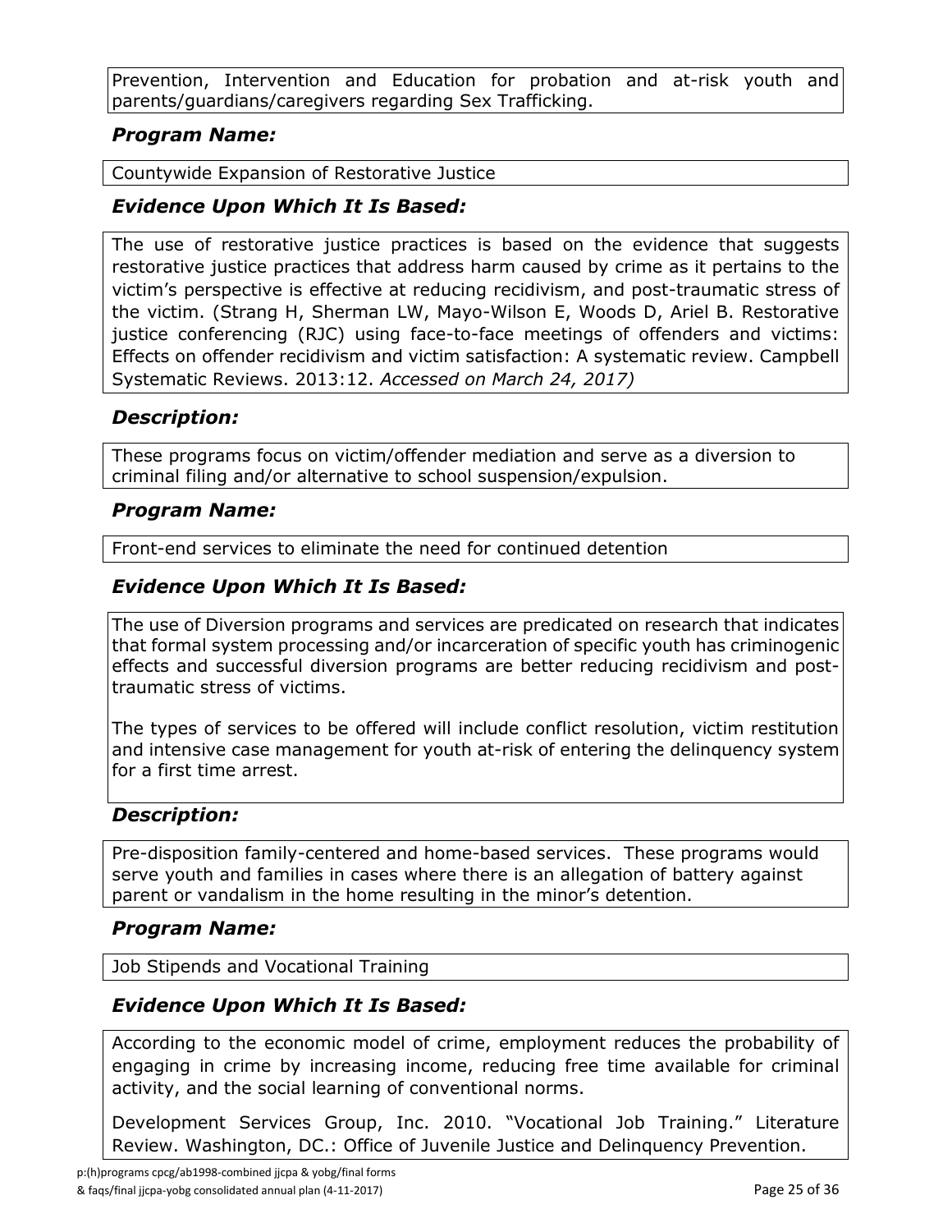Prevention, Intervention and Education for probation and at-risk youth and parents/guardians/caregivers regarding Sex Trafficking.

### *Program Name:*

Countywide Expansion of Restorative Justice

### *Evidence Upon Which It Is Based:*

The use of restorative justice practices is based on the evidence that suggests restorative justice practices that address harm caused by crime as it pertains to the victim's perspective is effective at reducing recidivism, and post-traumatic stress of the victim. (Strang H, Sherman LW, Mayo-Wilson E, Woods D, Ariel B. Restorative justice conferencing (RJC) using face-to-face meetings of offenders and victims: Effects on offender recidivism and victim satisfaction: A systematic review. Campbell Systematic Reviews. 2013:12. *Accessed on March 24, 2017)*

### *Description:*

These programs focus on victim/offender mediation and serve as a diversion to criminal filing and/or alternative to school suspension/expulsion.

### *Program Name:*

Front-end services to eliminate the need for continued detention

### *Evidence Upon Which It Is Based:*

The use of Diversion programs and services are predicated on research that indicates that formal system processing and/or incarceration of specific youth has criminogenic effects and successful diversion programs are better reducing recidivism and post-traumatic stress of victims.

The types of services to be offered will include conflict resolution, victim restitution and intensive case management for youth at-risk of entering the delinquency system for a first time arrest.

### *Description:*

Pre-disposition family-centered and home-based services. These programs would serve youth and families in cases where there is an allegation of battery against parent or vandalism in the home resulting in the minor's detention.

### *Program Name:*

Job Stipends and Vocational Training

### *Evidence Upon Which It Is Based:*

According to the economic model of crime, employment reduces the probability of engaging in crime by increasing income, reducing free time available for criminal activity, and the social learning of conventional norms.

Development Services Group, Inc. 2010. "Vocational Job Training." Literature Review. Washington, DC.: Office of Juvenile Justice and Delinquency Prevention.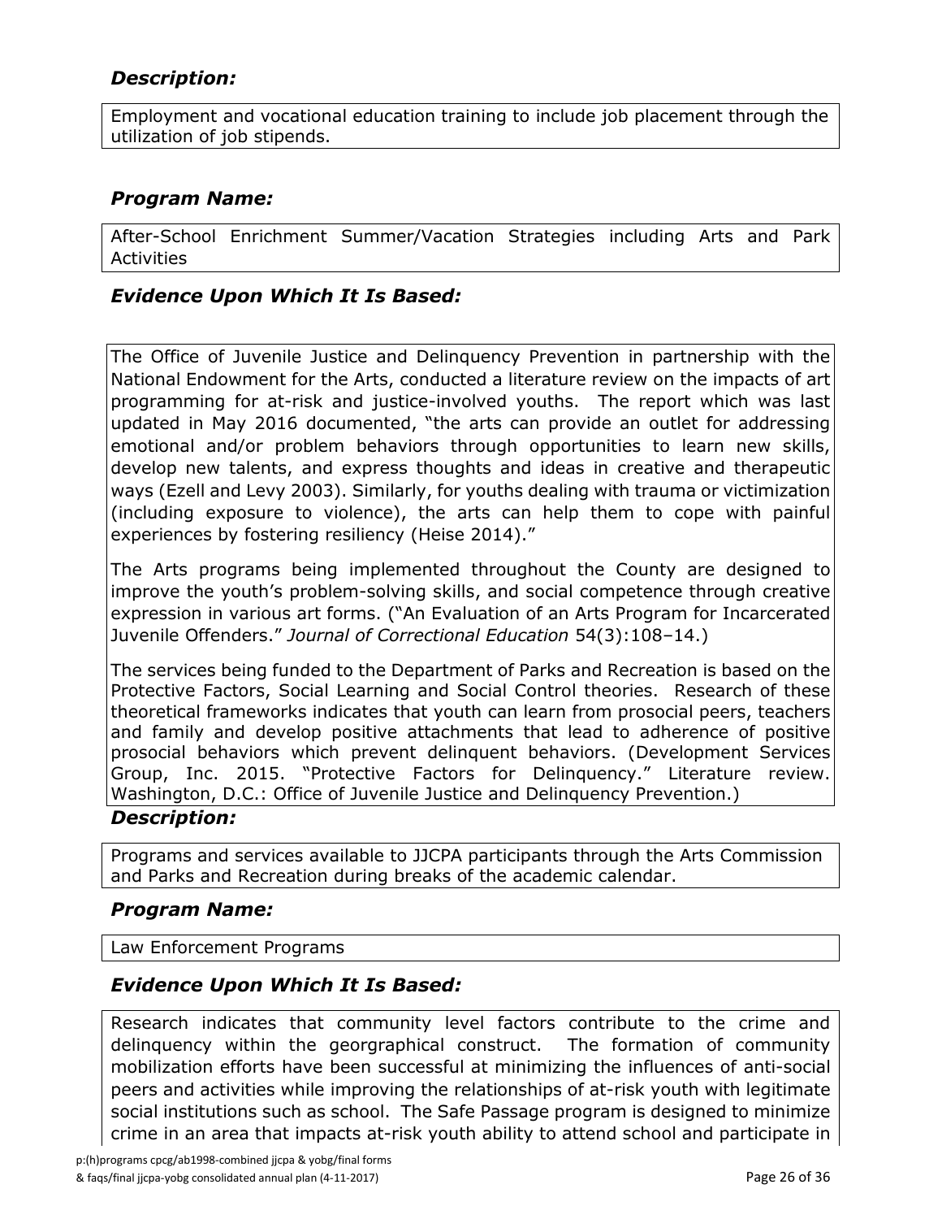### *Description:*

Employment and vocational education training to include job placement through the utilization of job stipends.

### *Program Name:*

After-School Enrichment Summer/Vacation Strategies including Arts and Park Activities

### *Evidence Upon Which It Is Based:*

The Office of Juvenile Justice and Delinquency Prevention in partnership with the National Endowment for the Arts, conducted a literature review on the impacts of art programming for at-risk and justice-involved youths. The report which was last updated in May 2016 documented, "the arts can provide an outlet for addressing emotional and/or problem behaviors through opportunities to learn new skills, develop new talents, and express thoughts and ideas in creative and therapeutic ways (Ezell and Levy 2003). Similarly, for youths dealing with trauma or victimization (including exposure to violence), the arts can help them to cope with painful experiences by fostering resiliency (Heise 2014)."

The Arts programs being implemented throughout the County are designed to improve the youth's problem-solving skills, and social competence through creative expression in various art forms. ("An Evaluation of an Arts Program for Incarcerated Juvenile Offenders." *Journal of Correctional Education* 54(3):108–14.)

The services being funded to the Department of Parks and Recreation is based on the Protective Factors, Social Learning and Social Control theories. Research of these theoretical frameworks indicates that youth can learn from prosocial peers, teachers and family and develop positive attachments that lead to adherence of positive prosocial behaviors which prevent delinquent behaviors. (Development Services Group, Inc. 2015. "Protective Factors for Delinquency." Literature review. Washington, D.C.: Office of Juvenile Justice and Delinquency Prevention.)

### *Description:*

Programs and services available to JJCPA participants through the Arts Commission and Parks and Recreation during breaks of the academic calendar.

### *Program Name:*

Law Enforcement Programs

### *Evidence Upon Which It Is Based:*

Research indicates that community level factors contribute to the crime and delinquency within the georgraphical construct. The formation of community mobilization efforts have been successful at minimizing the influences of anti-social peers and activities while improving the relationships of at-risk youth with legitimate social institutions such as school. The Safe Passage program is designed to minimize crime in an area that impacts at-risk youth ability to attend school and participate in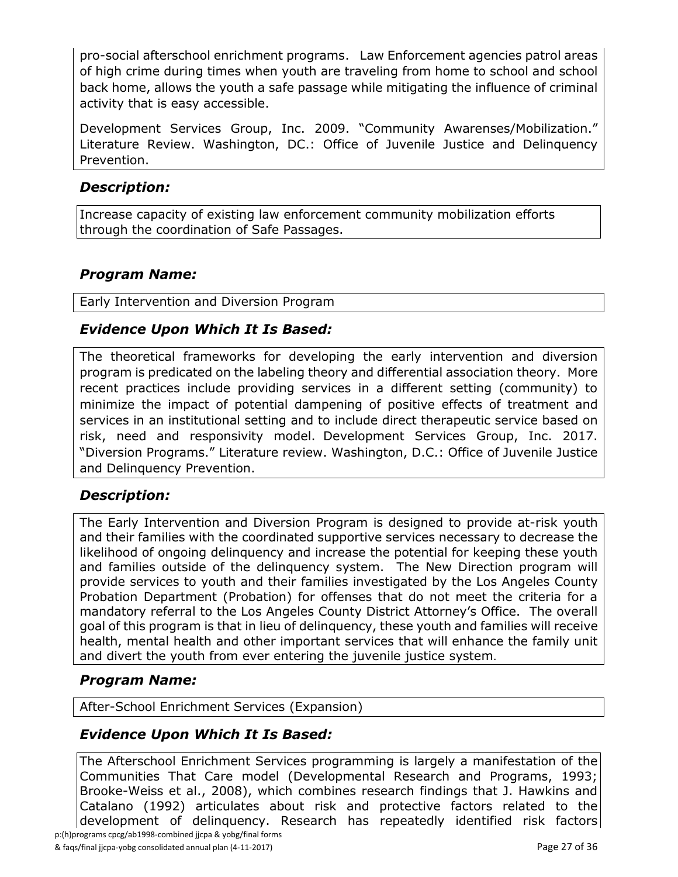pro-social afterschool enrichment programs. Law Enforcement agencies patrol areas of high crime during times when youth are traveling from home to school and school back home, allows the youth a safe passage while mitigating the influence of criminal activity that is easy accessible.

Development Services Group, Inc. 2009. "Community Awarenses/Mobilization." Literature Review. Washington, DC.: Office of Juvenile Justice and Delinquency Prevention.

### *Description:*

Increase capacity of existing law enforcement community mobilization efforts through the coordination of Safe Passages.

### *Program Name:*

Early Intervention and Diversion Program

### *Evidence Upon Which It Is Based:*

The theoretical frameworks for developing the early intervention and diversion program is predicated on the labeling theory and differential association theory. More recent practices include providing services in a different setting (community) to minimize the impact of potential dampening of positive effects of treatment and services in an institutional setting and to include direct therapeutic service based on risk, need and responsivity model. Development Services Group, Inc. 2017. "Diversion Programs." Literature review. Washington, D.C.: Office of Juvenile Justice and Delinquency Prevention.

### *Description:*

The Early Intervention and Diversion Program is designed to provide at-risk youth and their families with the coordinated supportive services necessary to decrease the likelihood of ongoing delinquency and increase the potential for keeping these youth and families outside of the delinquency system. The New Direction program will provide services to youth and their families investigated by the Los Angeles County Probation Department (Probation) for offenses that do not meet the criteria for a mandatory referral to the Los Angeles County District Attorney's Office. The overall goal of this program is that in lieu of delinquency, these youth and families will receive health, mental health and other important services that will enhance the family unit and divert the youth from ever entering the juvenile justice system.

### *Program Name:*

After-School Enrichment Services (Expansion)

### *Evidence Upon Which It Is Based:*

The Afterschool Enrichment Services programming is largely a manifestation of the Communities That Care model (Developmental Research and Programs, 1993; Brooke-Weiss et al., 2008), which combines research findings that J. Hawkins and Catalano (1992) articulates about risk and protective factors related to the development of delinquency. Research has repeatedly identified risk factors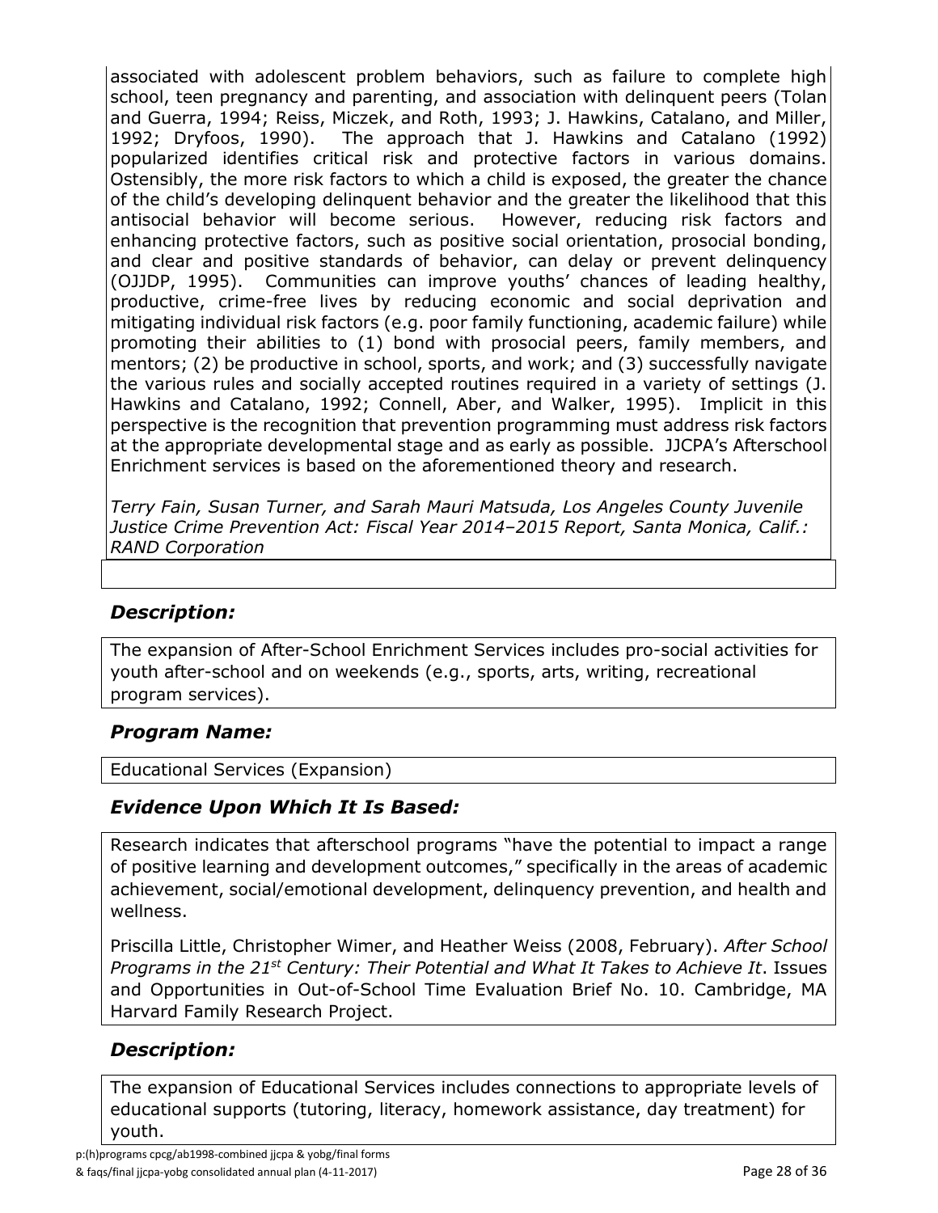associated with adolescent problem behaviors, such as failure to complete high school, teen pregnancy and parenting, and association with delinquent peers (Tolan and Guerra, 1994; Reiss, Miczek, and Roth, 1993; J. Hawkins, Catalano, and Miller, 1992; Dryfoos, 1990). The approach that J. Hawkins and Catalano (1992) popularized identifies critical risk and protective factors in various domains. Ostensibly, the more risk factors to which a child is exposed, the greater the chance of the child's developing delinquent behavior and the greater the likelihood that this antisocial behavior will become serious. However, reducing risk factors and enhancing protective factors, such as positive social orientation, prosocial bonding, and clear and positive standards of behavior, can delay or prevent delinquency (OJJDP, 1995). Communities can improve youths' chances of leading healthy, productive, crime-free lives by reducing economic and social deprivation and mitigating individual risk factors (e.g. poor family functioning, academic failure) while promoting their abilities to (1) bond with prosocial peers, family members, and mentors; (2) be productive in school, sports, and work; and (3) successfully navigate the various rules and socially accepted routines required in a variety of settings (J. Hawkins and Catalano, 1992; Connell, Aber, and Walker, 1995). Implicit in this perspective is the recognition that prevention programming must address risk factors at the appropriate developmental stage and as early as possible. JJCPA's Afterschool Enrichment services is based on the aforementioned theory and research.

*Terry Fain, Susan Turner, and Sarah Mauri Matsuda, Los Angeles County Juvenile Justice Crime Prevention Act: Fiscal Year 2014–2015 Report, Santa Monica, Calif.: RAND Corporation*

### *Description:*

The expansion of After-School Enrichment Services includes pro-social activities for youth after-school and on weekends (e.g., sports, arts, writing, recreational program services).

### *Program Name:*

Educational Services (Expansion)

### *Evidence Upon Which It Is Based:*

Research indicates that afterschool programs "have the potential to impact a range of positive learning and development outcomes," specifically in the areas of academic achievement, social/emotional development, delinquency prevention, and health and wellness.

Priscilla Little, Christopher Wimer, and Heather Weiss (2008, February). *After School Programs in the 21st Century: Their Potential and What It Takes to Achieve It*. Issues and Opportunities in Out-of-School Time Evaluation Brief No. 10. Cambridge, MA Harvard Family Research Project.

### *Description:*

The expansion of Educational Services includes connections to appropriate levels of educational supports (tutoring, literacy, homework assistance, day treatment) for youth.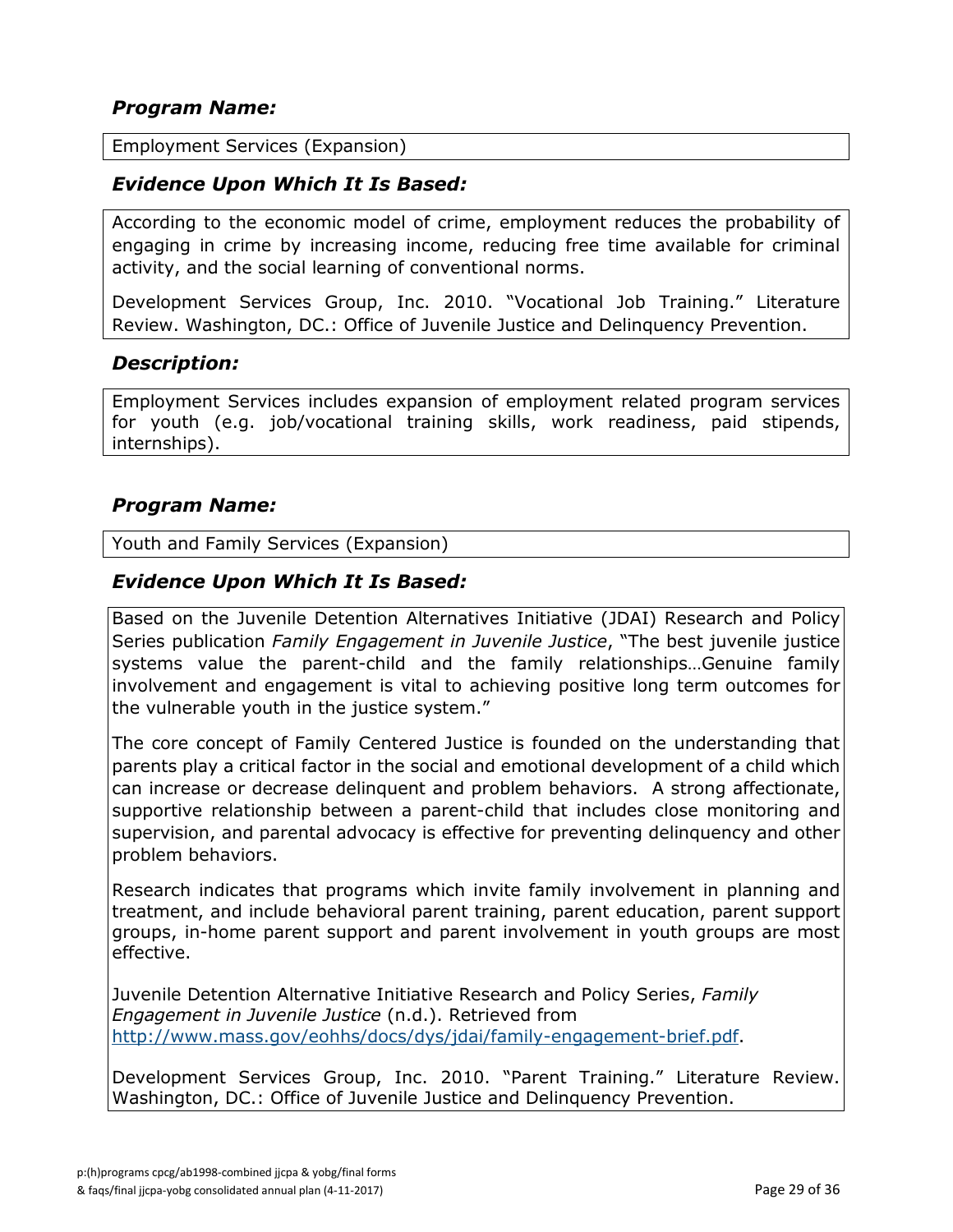### *Program Name:*

Employment Services (Expansion)

### *Evidence Upon Which It Is Based:*

According to the economic model of crime, employment reduces the probability of engaging in crime by increasing income, reducing free time available for criminal activity, and the social learning of conventional norms.

Development Services Group, Inc. 2010. "Vocational Job Training." Literature Review. Washington, DC.: Office of Juvenile Justice and Delinquency Prevention.

### *Description:*

Employment Services includes expansion of employment related program services for youth (e.g. job/vocational training skills, work readiness, paid stipends, internships).

### *Program Name:*

Youth and Family Services (Expansion)

### *Evidence Upon Which It Is Based:*

Based on the Juvenile Detention Alternatives Initiative (JDAI) Research and Policy Series publication *Family Engagement in Juvenile Justice*, "The best juvenile justice systems value the parent-child and the family relationships…Genuine family involvement and engagement is vital to achieving positive long term outcomes for the vulnerable youth in the justice system."

The core concept of Family Centered Justice is founded on the understanding that parents play a critical factor in the social and emotional development of a child which can increase or decrease delinquent and problem behaviors. A strong affectionate, supportive relationship between a parent-child that includes close monitoring and supervision, and parental advocacy is effective for preventing delinquency and other problem behaviors.

Research indicates that programs which invite family involvement in planning and treatment, and include behavioral parent training, parent education, parent support groups, in-home parent support and parent involvement in youth groups are most effective.

Juvenile Detention Alternative Initiative Research and Policy Series, *Family Engagement in Juvenile Justice* (n.d.). Retrieved from http://www.mass.gov/eohhs/docs/dys/jdai/family-engagement-brief.pdf.

Development Services Group, Inc. 2010. "Parent Training." Literature Review. Washington, DC.: Office of Juvenile Justice and Delinquency Prevention.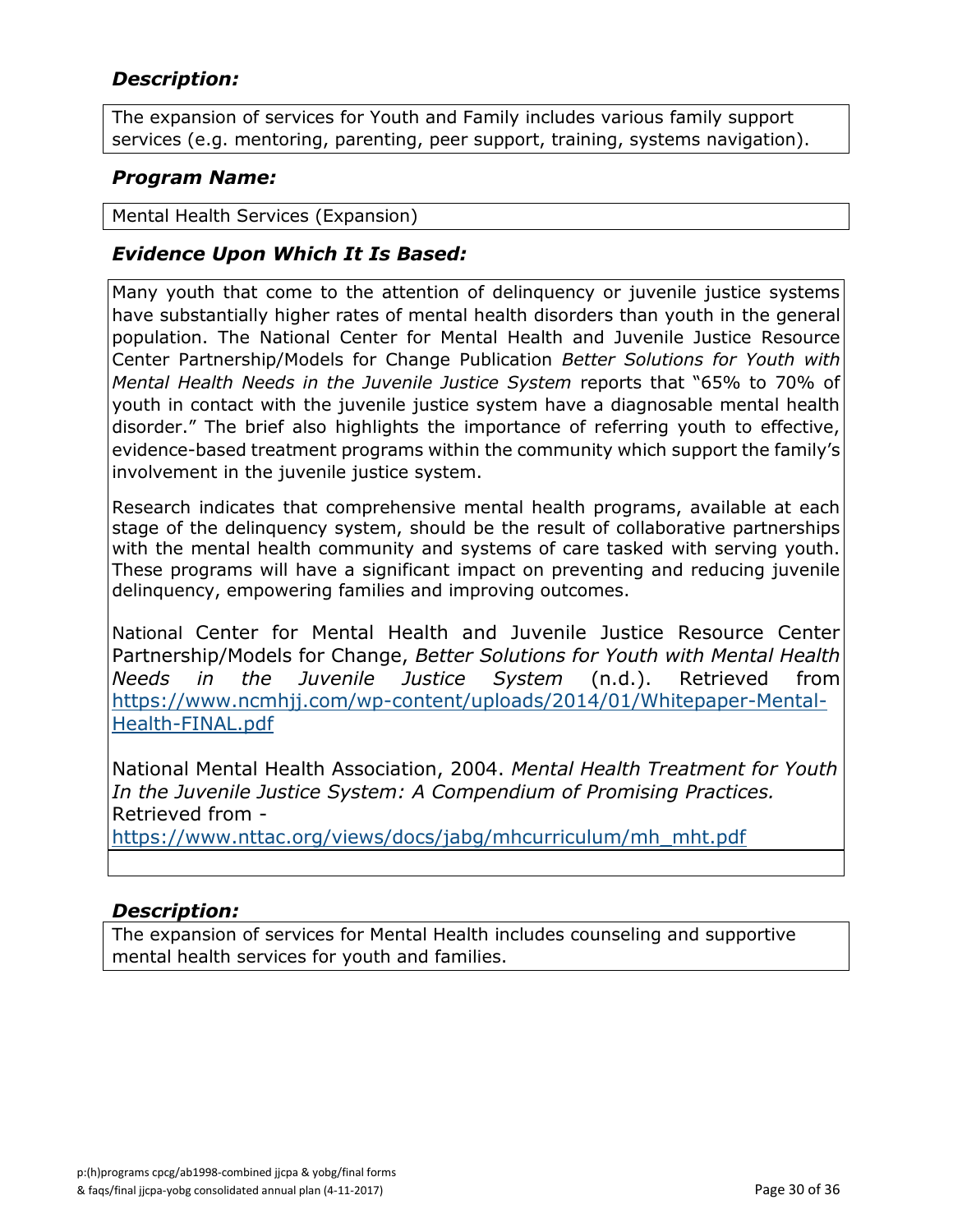### *Description:*

The expansion of services for Youth and Family includes various family support services (e.g. mentoring, parenting, peer support, training, systems navigation).

### *Program Name:*

Mental Health Services (Expansion)

### *Evidence Upon Which It Is Based:*

Many youth that come to the attention of delinquency or juvenile justice systems have substantially higher rates of mental health disorders than youth in the general population. The National Center for Mental Health and Juvenile Justice Resource Center Partnership/Models for Change Publication *Better Solutions for Youth with Mental Health Needs in the Juvenile Justice System* reports that "65% to 70% of youth in contact with the juvenile justice system have a diagnosable mental health disorder." The brief also highlights the importance of referring youth to effective, evidence-based treatment programs within the community which support the family's involvement in the juvenile justice system.

Research indicates that comprehensive mental health programs, available at each stage of the delinquency system, should be the result of collaborative partnerships with the mental health community and systems of care tasked with serving youth. These programs will have a significant impact on preventing and reducing juvenile delinquency, empowering families and improving outcomes.

National Center for Mental Health and Juvenile Justice Resource Center Partnership/Models for Change, *Better Solutions for Youth with Mental Health Needs in the Juvenile Justice System* (n.d.). Retrieved from https://www.ncmhjj.com/wp-content/uploads/2014/01/Whitepaper-Mental-Health-FINAL.pdf

National Mental Health Association, 2004. *Mental Health Treatment for Youth In the Juvenile Justice System: A Compendium of Promising Practices.* Retrieved from - https://www.nttac.org/views/docs/jabg/mhcurriculum/mh_mht.pdf

### *Description:*

The expansion of services for Mental Health includes counseling and supportive mental health services for youth and families.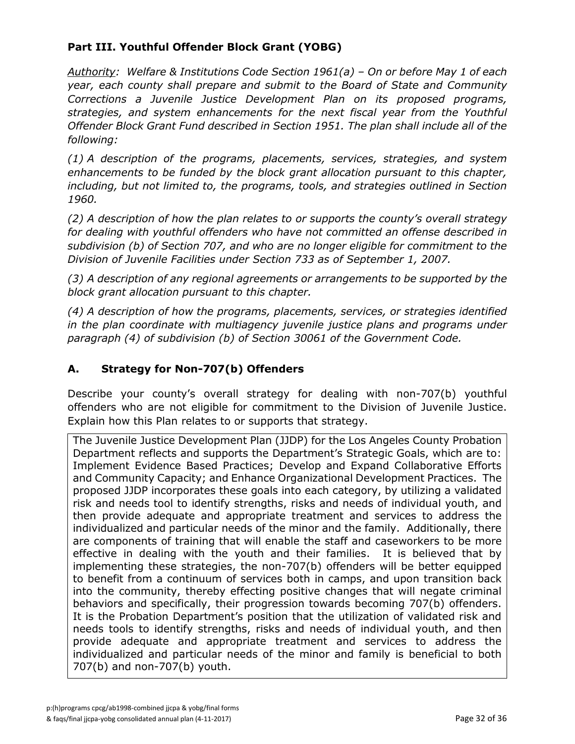## Part III. Youthful Offender Block Grant (YOBG)

*<u>Authority</u>: Welfare & Institutions Code Section 1961(a) – On or before May 1 of each year, each county shall prepare and submit to the Board of State and Community Corrections a Juvenile Justice Development Plan on its proposed programs, strategies, and system enhancements for the next fiscal year from the Youthful Offender Block Grant Fund described in Section 1951. The plan shall include all of the following:*

*(1) A description of the programs, placements, services, strategies, and system enhancements to be funded by the block grant allocation pursuant to this chapter, including, but not limited to, the programs, tools, and strategies outlined in Section 1960.*

*(2) A description of how the plan relates to or supports the county's overall strategy for dealing with youthful offenders who have not committed an offense described in subdivision (b) of Section 707, and who are no longer eligible for commitment to the Division of Juvenile Facilities under Section 733 as of September 1, 2007.*

*(3) A description of any regional agreements or arrangements to be supported by the block grant allocation pursuant to this chapter.*

*(4) A description of how the programs, placements, services, or strategies identified in the plan coordinate with multiagency juvenile justice plans and programs under paragraph (4) of subdivision (b) of Section 30061 of the Government Code.*

### A. Strategy for Non-707(b) Offenders

Describe your county's overall strategy for dealing with non-707(b) youthful offenders who are not eligible for commitment to the Division of Juvenile Justice. Explain how this Plan relates to or supports that strategy.

The Juvenile Justice Development Plan (JJDP) for the Los Angeles County Probation Department reflects and supports the Department's Strategic Goals, which are to: Implement Evidence Based Practices; Develop and Expand Collaborative Efforts and Community Capacity; and Enhance Organizational Development Practices. The proposed JJDP incorporates these goals into each category, by utilizing a validated risk and needs tool to identify strengths, risks and needs of individual youth, and then provide adequate and appropriate treatment and services to address the individualized and particular needs of the minor and the family. Additionally, there are components of training that will enable the staff and caseworkers to be more effective in dealing with the youth and their families. It is believed that by implementing these strategies, the non-707(b) offenders will be better equipped to benefit from a continuum of services both in camps, and upon transition back into the community, thereby effecting positive changes that will negate criminal behaviors and specifically, their progression towards becoming 707(b) offenders. It is the Probation Department's position that the utilization of validated risk and needs tools to identify strengths, risks and needs of individual youth, and then provide adequate and appropriate treatment and services to address the individualized and particular needs of the minor and family is beneficial to both 707(b) and non-707(b) youth.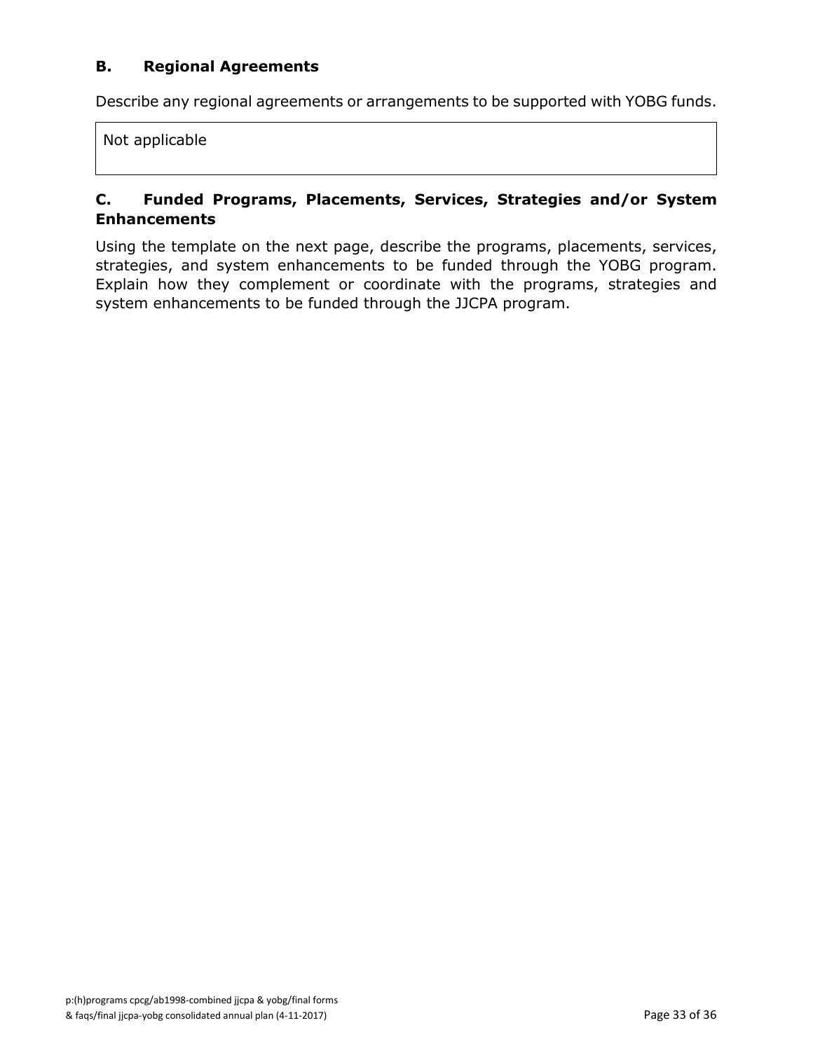### B. Regional Agreements

Describe any regional agreements or arrangements to be supported with YOBG funds.

| Not applicable |
|---|

### C. Funded Programs, Placements, Services, Strategies and/or System Enhancements

Using the template on the next page, describe the programs, placements, services, strategies, and system enhancements to be funded through the YOBG program. Explain how they complement or coordinate with the programs, strategies and system enhancements to be funded through the JJCPA program.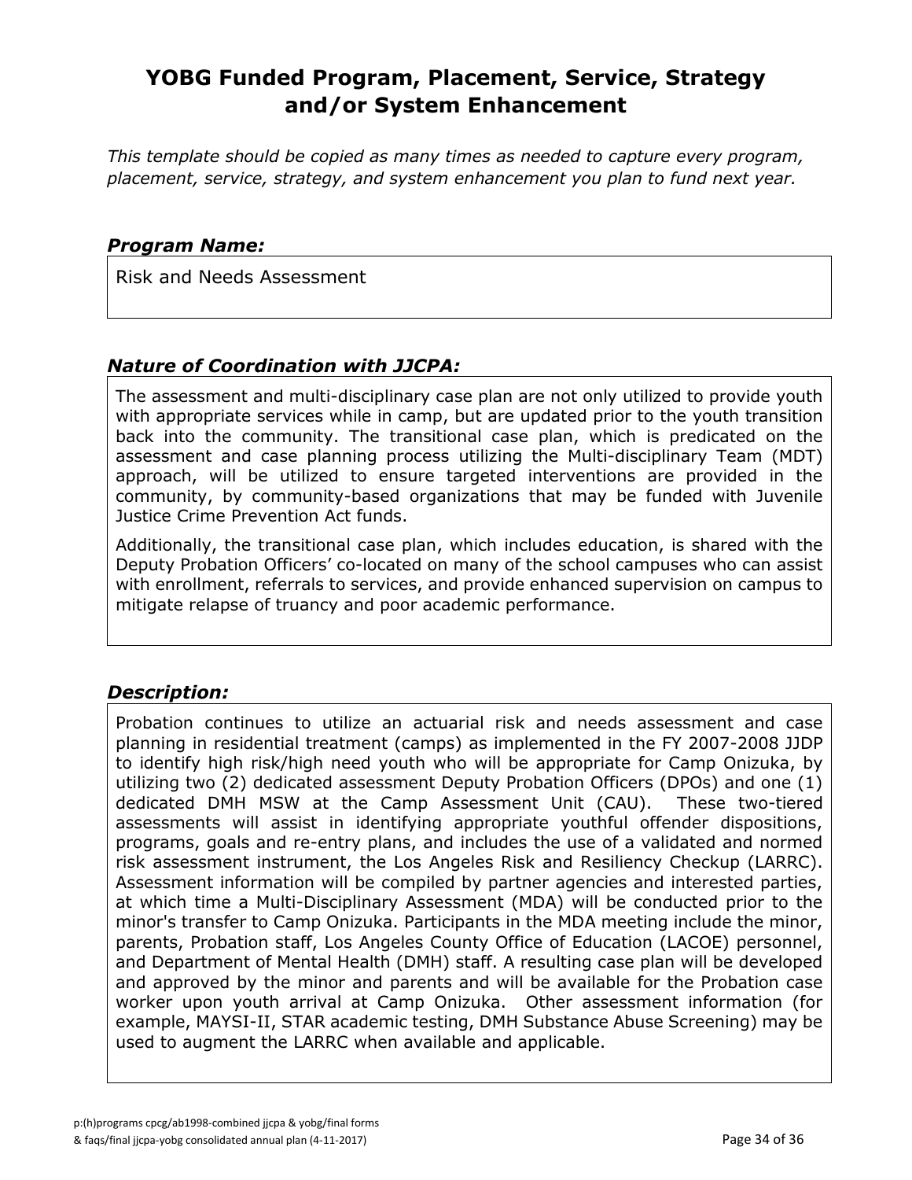# YOBG Funded Program, Placement, Service, Strategy and/or System Enhancement

*This template should be copied as many times as needed to capture every program, placement, service, strategy, and system enhancement you plan to fund next year.*

### *Program Name:*

Risk and Needs Assessment

### *Nature of Coordination with JJCPA:*

The assessment and multi-disciplinary case plan are not only utilized to provide youth with appropriate services while in camp, but are updated prior to the youth transition back into the community. The transitional case plan, which is predicated on the assessment and case planning process utilizing the Multi-disciplinary Team (MDT) approach, will be utilized to ensure targeted interventions are provided in the community, by community-based organizations that may be funded with Juvenile Justice Crime Prevention Act funds.

Additionally, the transitional case plan, which includes education, is shared with the Deputy Probation Officers' co-located on many of the school campuses who can assist with enrollment, referrals to services, and provide enhanced supervision on campus to mitigate relapse of truancy and poor academic performance.

### *Description:*

Probation continues to utilize an actuarial risk and needs assessment and case planning in residential treatment (camps) as implemented in the FY 2007-2008 JJDP to identify high risk/high need youth who will be appropriate for Camp Onizuka, by utilizing two (2) dedicated assessment Deputy Probation Officers (DPOs) and one (1) dedicated DMH MSW at the Camp Assessment Unit (CAU). These two-tiered assessments will assist in identifying appropriate youthful offender dispositions, programs, goals and re-entry plans, and includes the use of a validated and normed risk assessment instrument, the Los Angeles Risk and Resiliency Checkup (LARRC). Assessment information will be compiled by partner agencies and interested parties, at which time a Multi-Disciplinary Assessment (MDA) will be conducted prior to the minor's transfer to Camp Onizuka. Participants in the MDA meeting include the minor, parents, Probation staff, Los Angeles County Office of Education (LACOE) personnel, and Department of Mental Health (DMH) staff. A resulting case plan will be developed and approved by the minor and parents and will be available for the Probation case worker upon youth arrival at Camp Onizuka. Other assessment information (for example, MAYSI-II, STAR academic testing, DMH Substance Abuse Screening) may be used to augment the LARRC when available and applicable.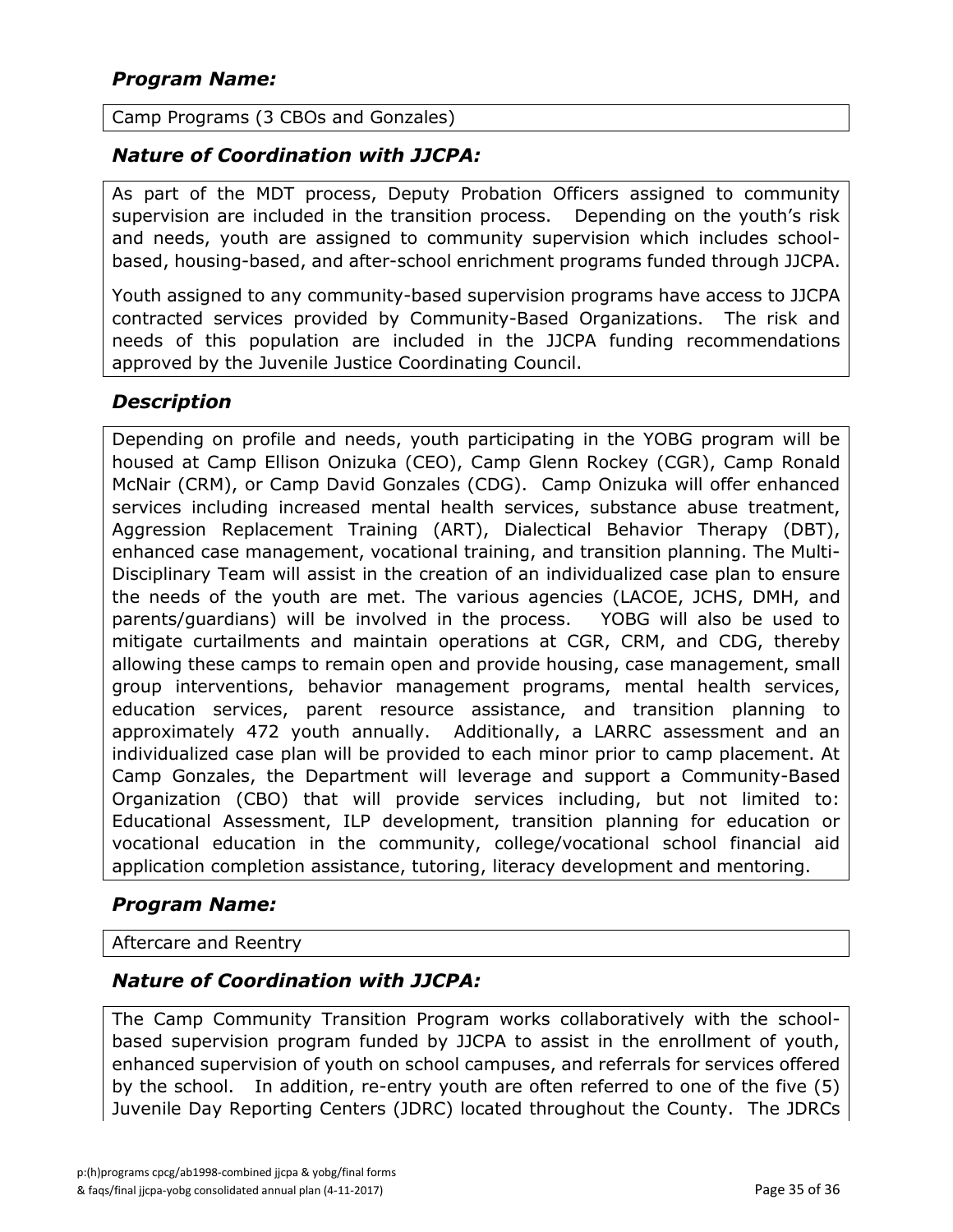### *Program Name:*

Camp Programs (3 CBOs and Gonzales)

### *Nature of Coordination with JJCPA:*

As part of the MDT process, Deputy Probation Officers assigned to community supervision are included in the transition process. Depending on the youth's risk and needs, youth are assigned to community supervision which includes school-based, housing-based, and after-school enrichment programs funded through JJCPA.

Youth assigned to any community-based supervision programs have access to JJCPA contracted services provided by Community-Based Organizations. The risk and needs of this population are included in the JJCPA funding recommendations approved by the Juvenile Justice Coordinating Council.

### *Description*

Depending on profile and needs, youth participating in the YOBG program will be housed at Camp Ellison Onizuka (CEO), Camp Glenn Rockey (CGR), Camp Ronald McNair (CRM), or Camp David Gonzales (CDG). Camp Onizuka will offer enhanced services including increased mental health services, substance abuse treatment, Aggression Replacement Training (ART), Dialectical Behavior Therapy (DBT), enhanced case management, vocational training, and transition planning. The Multi-Disciplinary Team will assist in the creation of an individualized case plan to ensure the needs of the youth are met. The various agencies (LACOE, JCHS, DMH, and parents/guardians) will be involved in the process. YOBG will also be used to mitigate curtailments and maintain operations at CGR, CRM, and CDG, thereby allowing these camps to remain open and provide housing, case management, small group interventions, behavior management programs, mental health services, education services, parent resource assistance, and transition planning to approximately 472 youth annually. Additionally, a LARRC assessment and an individualized case plan will be provided to each minor prior to camp placement. At Camp Gonzales, the Department will leverage and support a Community-Based Organization (CBO) that will provide services including, but not limited to: Educational Assessment, ILP development, transition planning for education or vocational education in the community, college/vocational school financial aid application completion assistance, tutoring, literacy development and mentoring.

### *Program Name:*

Aftercare and Reentry

### *Nature of Coordination with JJCPA:*

The Camp Community Transition Program works collaboratively with the school-based supervision program funded by JJCPA to assist in the enrollment of youth, enhanced supervision of youth on school campuses, and referrals for services offered by the school. In addition, re-entry youth are often referred to one of the five (5) Juvenile Day Reporting Centers (JDRC) located throughout the County. The JDRCs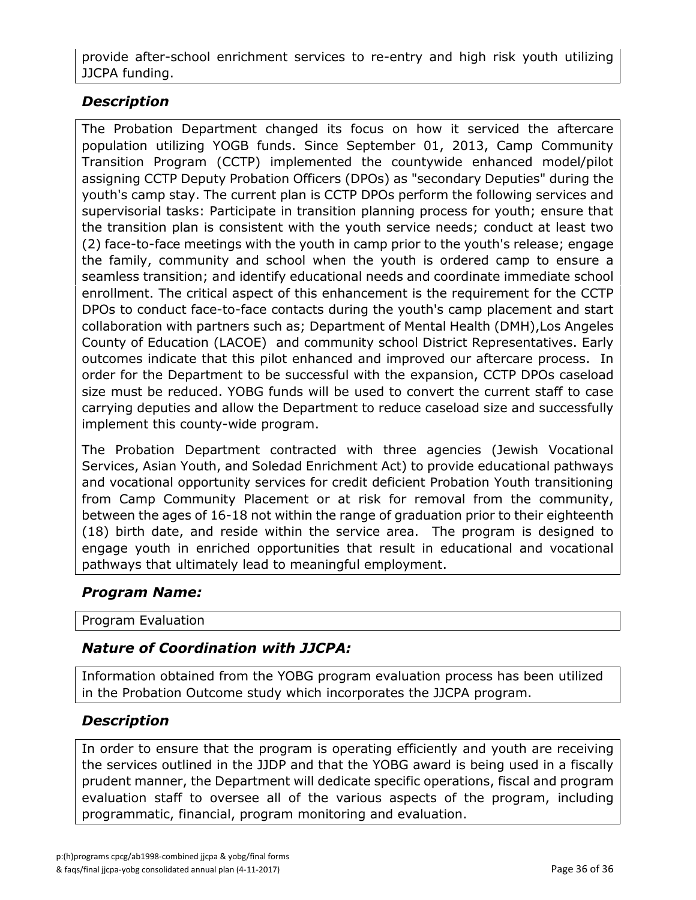provide after-school enrichment services to re-entry and high risk youth utilizing JJCPA funding.

## *Description*

The Probation Department changed its focus on how it serviced the aftercare population utilizing YOGB funds. Since September 01, 2013, Camp Community Transition Program (CCTP) implemented the countywide enhanced model/pilot assigning CCTP Deputy Probation Officers (DPOs) as "secondary Deputies" during the youth's camp stay. The current plan is CCTP DPOs perform the following services and supervisorial tasks: Participate in transition planning process for youth; ensure that the transition plan is consistent with the youth service needs; conduct at least two (2) face-to-face meetings with the youth in camp prior to the youth's release; engage the family, community and school when the youth is ordered camp to ensure a seamless transition; and identify educational needs and coordinate immediate school enrollment. The critical aspect of this enhancement is the requirement for the CCTP DPOs to conduct face-to-face contacts during the youth's camp placement and start collaboration with partners such as; Department of Mental Health (DMH),Los Angeles County of Education (LACOE) and community school District Representatives. Early outcomes indicate that this pilot enhanced and improved our aftercare process. In order for the Department to be successful with the expansion, CCTP DPOs caseload size must be reduced. YOBG funds will be used to convert the current staff to case carrying deputies and allow the Department to reduce caseload size and successfully implement this county-wide program.

The Probation Department contracted with three agencies (Jewish Vocational Services, Asian Youth, and Soledad Enrichment Act) to provide educational pathways and vocational opportunity services for credit deficient Probation Youth transitioning from Camp Community Placement or at risk for removal from the community, between the ages of 16-18 not within the range of graduation prior to their eighteenth (18) birth date, and reside within the service area. The program is designed to engage youth in enriched opportunities that result in educational and vocational pathways that ultimately lead to meaningful employment.

## *Program Name:*

Program Evaluation

## *Nature of Coordination with JJCPA:*

Information obtained from the YOBG program evaluation process has been utilized in the Probation Outcome study which incorporates the JJCPA program.

## *Description*

In order to ensure that the program is operating efficiently and youth are receiving the services outlined in the JJDP and that the YOBG award is being used in a fiscally prudent manner, the Department will dedicate specific operations, fiscal and program evaluation staff to oversee all of the various aspects of the program, including programmatic, financial, program monitoring and evaluation.